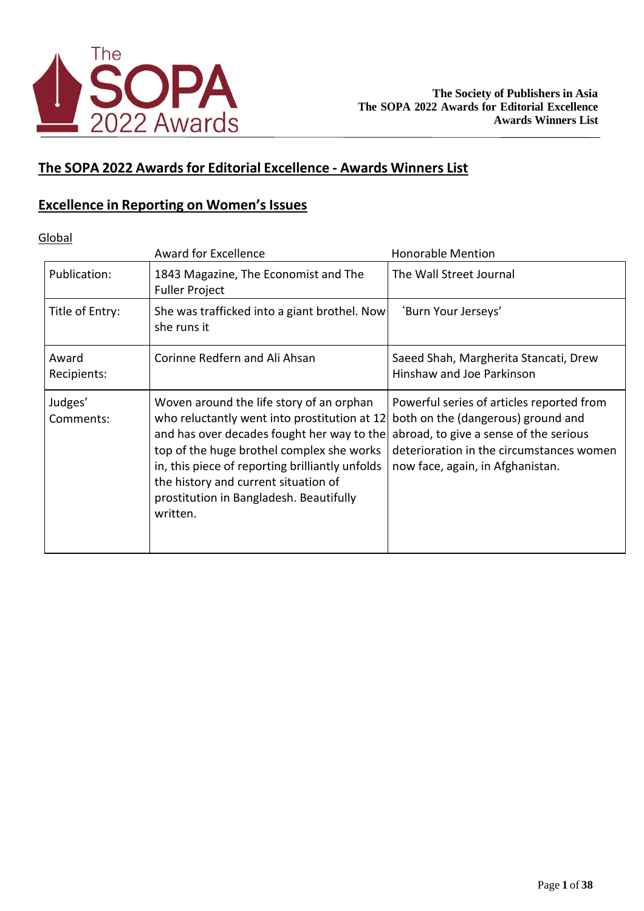# The SOPA 2022 Awards for Editorial Excellence - Awards Winners List

## Excellence in Reporting on Women's Issues

Global

| | Award for Excellence | Honorable Mention |
|---|---|---|
| Publication: | 1843 Magazine, The Economist and The Fuller Project | The Wall Street Journal |
| Title of Entry: | She was trafficked into a giant brothel. Now she runs it | 'Burn Your Jerseys' |
| Award Recipients: | Corinne Redfern and Ali Ahsan | Saeed Shah, Margherita Stancati, Drew Hinshaw and Joe Parkinson |
| Judges' Comments: | Woven around the life story of an orphan who reluctantly went into prostitution at 12 and has over decades fought her way to the top of the huge brothel complex she works in, this piece of reporting brilliantly unfolds the history and current situation of prostitution in Bangladesh. Beautifully written. | Powerful series of articles reported from both on the (dangerous) ground and abroad, to give a sense of the serious deterioration in the circumstances women now face, again, in Afghanistan. |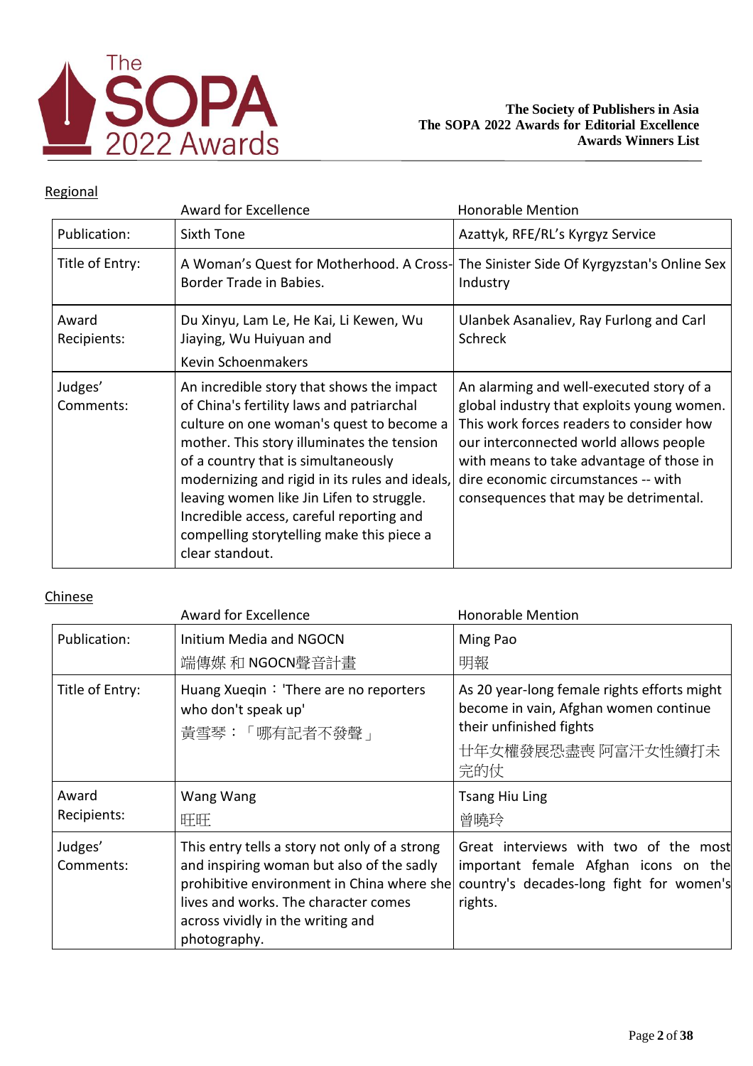**The Society of Publishers in Asia**
**The SOPA 2022 Awards for Editorial Excellence**
**Awards Winners List**

## Regional

| | Award for Excellence | Honorable Mention |
|---|---|---|
| Publication: | Sixth Tone | Azattyk, RFE/RL's Kyrgyz Service |
| Title of Entry: | A Woman's Quest for Motherhood. A Cross-Border Trade in Babies. | The Sinister Side Of Kyrgyzstan's Online Sex Industry |
| Award Recipients: | Du Xinyu, Lam Le, He Kai, Li Kewen, Wu Jiaying, Wu Huiyuan and Kevin Schoenmakers | Ulanbek Asanaliev, Ray Furlong and Carl Schreck |
| Judges' Comments: | An incredible story that shows the impact of China's fertility laws and patriarchal culture on one woman's quest to become a mother. This story illuminates the tension of a country that is simultaneously modernizing and rigid in its rules and ideals, leaving women like Jin Lifen to struggle. Incredible access, careful reporting and compelling storytelling make this piece a clear standout. | An alarming and well-executed story of a global industry that exploits young women. This work forces readers to consider how our interconnected world allows people with means to take advantage of those in dire economic circumstances -- with consequences that may be detrimental. |

## Chinese

| | Award for Excellence | Honorable Mention |
|---|---|---|
| Publication: | Initium Media and NGOCN<br>端傳媒 和 NGOCN聲音計畫 | Ming Pao<br>明報 |
| Title of Entry: | Huang Xueqin：'There are no reporters who don't speak up'<br>黃雪琴：「哪有記者不發聲」 | As 20 year-long female rights efforts might become in vain, Afghan women continue their unfinished fights<br>廿年女權發展恐盡喪 阿富汗女性續打未完的仗 |
| Award Recipients: | Wang Wang<br>旺旺 | Tsang Hiu Ling<br>曾曉玲 |
| Judges' Comments: | This entry tells a story not only of a strong and inspiring woman but also of the sadly prohibitive environment in China where she lives and works. The character comes across vividly in the writing and photography. | Great interviews with two of the most important female Afghan icons on the country's decades-long fight for women's rights. |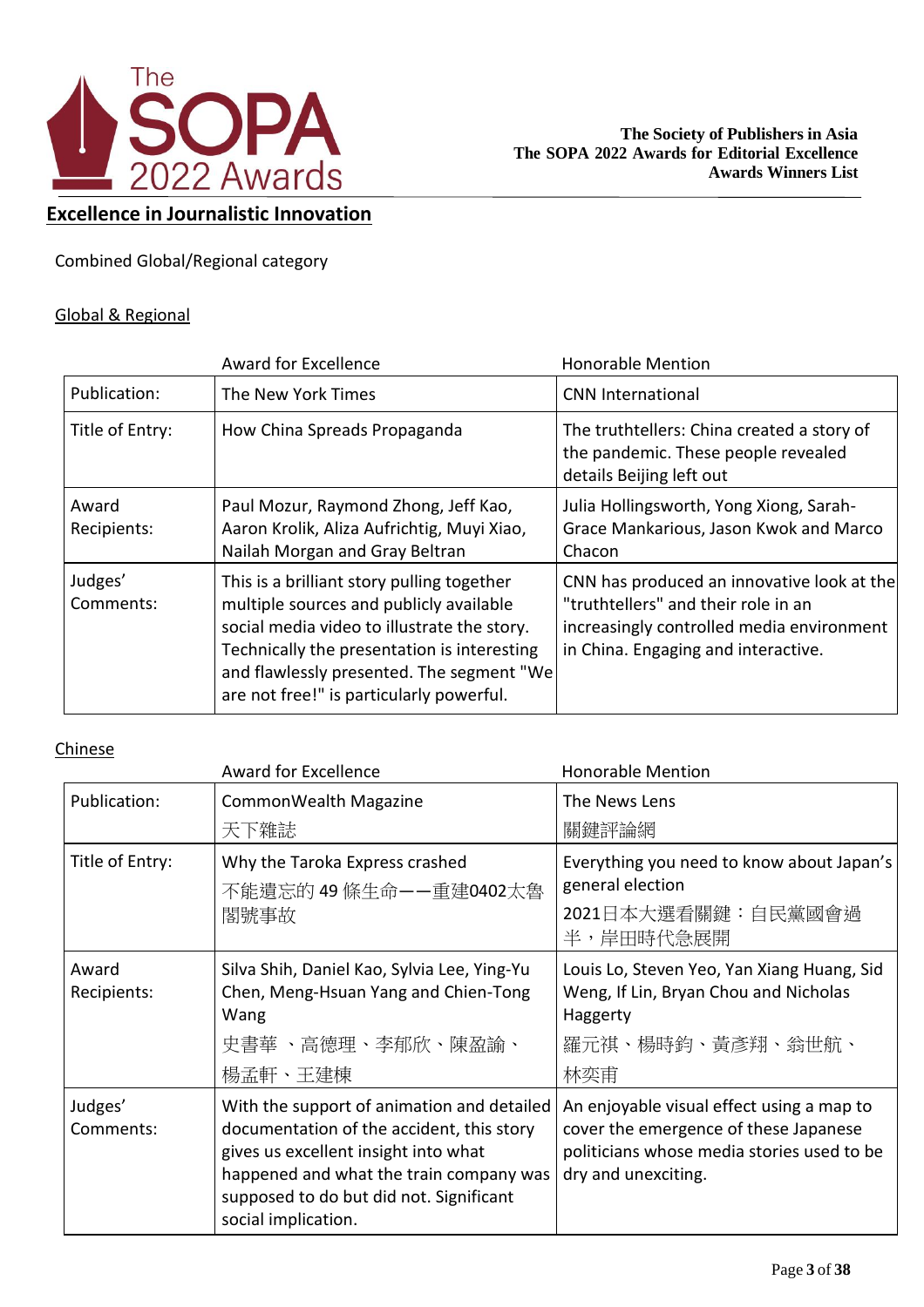# Excellence in Journalistic Innovation

Combined Global/Regional category

## Global & Regional

| | Award for Excellence | Honorable Mention |
|---|---|---|
| Publication: | The New York Times | CNN International |
| Title of Entry: | How China Spreads Propaganda | The truthtellers: China created a story of the pandemic. These people revealed details Beijing left out |
| Award Recipients: | Paul Mozur, Raymond Zhong, Jeff Kao, Aaron Krolik, Aliza Aufrichtig, Muyi Xiao, Nailah Morgan and Gray Beltran | Julia Hollingsworth, Yong Xiong, Sarah-Grace Mankarious, Jason Kwok and Marco Chacon |
| Judges' Comments: | This is a brilliant story pulling together multiple sources and publicly available social media video to illustrate the story. Technically the presentation is interesting and flawlessly presented. The segment "We are not free!" is particularly powerful. | CNN has produced an innovative look at the "truthtellers" and their role in an increasingly controlled media environment in China. Engaging and interactive. |

## Chinese

| | Award for Excellence | Honorable Mention |
|---|---|---|
| Publication: | CommonWealth Magazine<br>天下雜誌 | The News Lens<br>關鍵評論網 |
| Title of Entry: | Why the Taroka Express crashed<br>不能遺忘的 49 條生命——重建0402太魯閣號事故 | Everything you need to know about Japan's general election<br>2021日本大選看關鍵：自民黨國會過半，岸田時代急展開 |
| Award Recipients: | Silva Shih, Daniel Kao, Sylvia Lee, Ying-Yu Chen, Meng-Hsuan Yang and Chien-Tong Wang<br>史書華 、高德理、李郁欣、陳盈諭、楊孟軒、王建棟 | Louis Lo, Steven Yeo, Yan Xiang Huang, Sid Weng, If Lin, Bryan Chou and Nicholas Haggerty<br>羅元祺、楊時鈞、黃彥翔、翁世航、林奕甫 |
| Judges' Comments: | With the support of animation and detailed documentation of the accident, this story gives us excellent insight into what happened and what the train company was supposed to do but did not. Significant social implication. | An enjoyable visual effect using a map to cover the emergence of these Japanese politicians whose media stories used to be dry and unexciting. |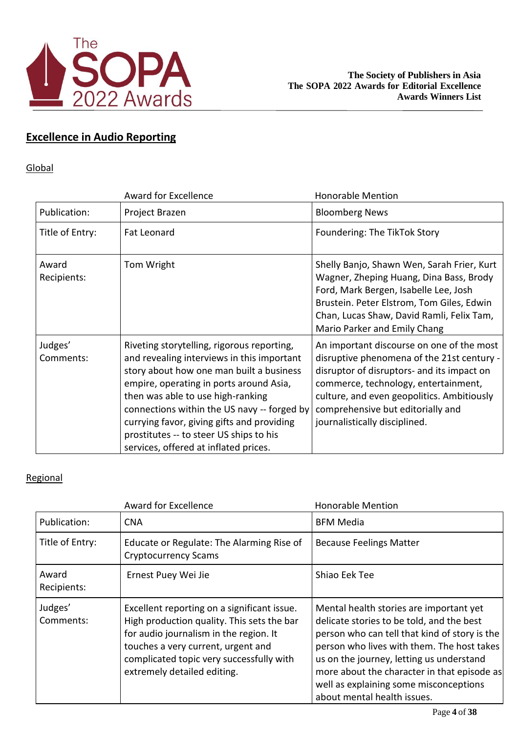**The Society of Publishers in Asia**
**The SOPA 2022 Awards for Editorial Excellence**
**Awards Winners List**

## Excellence in Audio Reporting

### Global

| | Award for Excellence | Honorable Mention |
|---|---|---|
| Publication: | Project Brazen | Bloomberg News |
| Title of Entry: | Fat Leonard | Foundering: The TikTok Story |
| Award Recipients: | Tom Wright | Shelly Banjo, Shawn Wen, Sarah Frier, Kurt Wagner, Zheping Huang, Dina Bass, Brody Ford, Mark Bergen, Isabelle Lee, Josh Brustein. Peter Elstrom, Tom Giles, Edwin Chan, Lucas Shaw, David Ramli, Felix Tam, Mario Parker and Emily Chang |
| Judges' Comments: | Riveting storytelling, rigorous reporting, and revealing interviews in this important story about how one man built a business empire, operating in ports around Asia, then was able to use high-ranking connections within the US navy -- forged by currying favor, giving gifts and providing prostitutes -- to steer US ships to his services, offered at inflated prices. | An important discourse on one of the most disruptive phenomena of the 21st century - disruptor of disruptors- and its impact on commerce, technology, entertainment, culture, and even geopolitics. Ambitiously comprehensive but editorially and journalistically disciplined. |

### Regional

| | Award for Excellence | Honorable Mention |
|---|---|---|
| Publication: | CNA | BFM Media |
| Title of Entry: | Educate or Regulate: The Alarming Rise of Cryptocurrency Scams | Because Feelings Matter |
| Award Recipients: | Ernest Puey Wei Jie | Shiao Eek Tee |
| Judges' Comments: | Excellent reporting on a significant issue. High production quality. This sets the bar for audio journalism in the region. It touches a very current, urgent and complicated topic very successfully with extremely detailed editing. | Mental health stories are important yet delicate stories to be told, and the best person who can tell that kind of story is the person who lives with them. The host takes us on the journey, letting us understand more about the character in that episode as well as explaining some misconceptions about mental health issues. |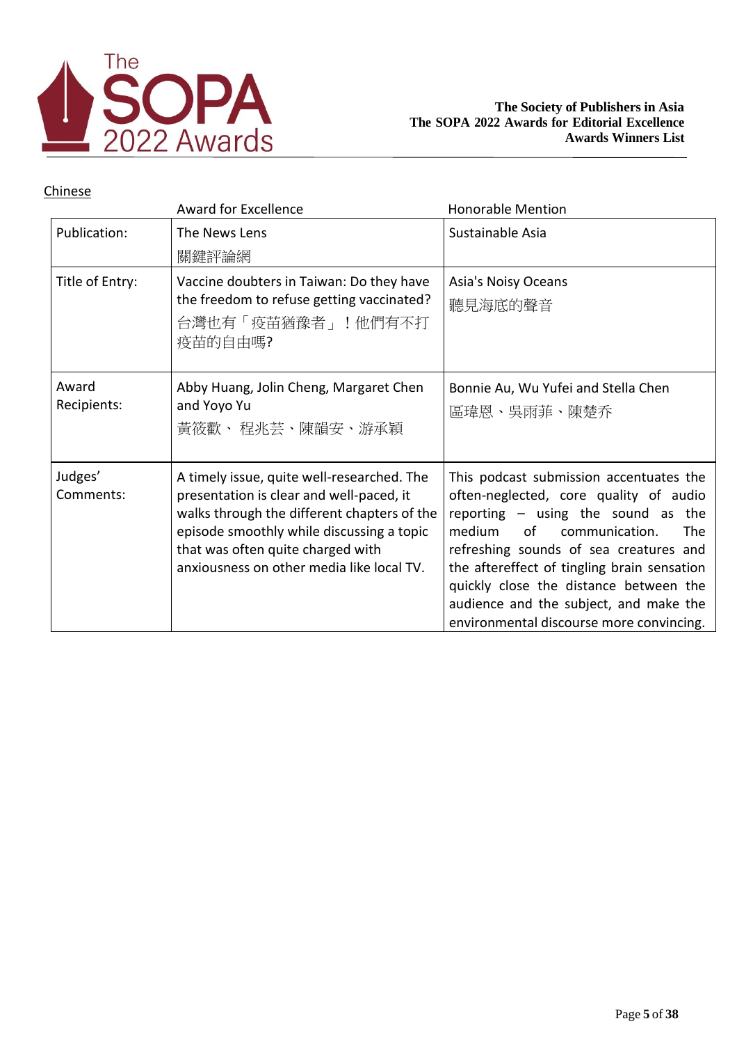## Chinese

| | Award for Excellence | Honorable Mention |
|---|---|---|
| Publication: | The News Lens<br>關鍵評論網 | Sustainable Asia |
| Title of Entry: | Vaccine doubters in Taiwan: Do they have the freedom to refuse getting vaccinated?<br>台灣也有「疫苗猶豫者」！他們有不打疫苗的自由嗎? | Asia's Noisy Oceans<br>聽見海底的聲音 |
| Award Recipients: | Abby Huang, Jolin Cheng, Margaret Chen and Yoyo Yu<br>黃筱歡、 程兆芸、陳韻安、游承穎 | Bonnie Au, Wu Yufei and Stella Chen<br>區瑋恩、吳雨菲、陳楚乔 |
| Judges' Comments: | A timely issue, quite well-researched. The presentation is clear and well-paced, it walks through the different chapters of the episode smoothly while discussing a topic that was often quite charged with anxiousness on other media like local TV. | This podcast submission accentuates the often-neglected, core quality of audio reporting – using the sound as the medium of communication. The refreshing sounds of sea creatures and the aftereffect of tingling brain sensation quickly close the distance between the audience and the subject, and make the environmental discourse more convincing. |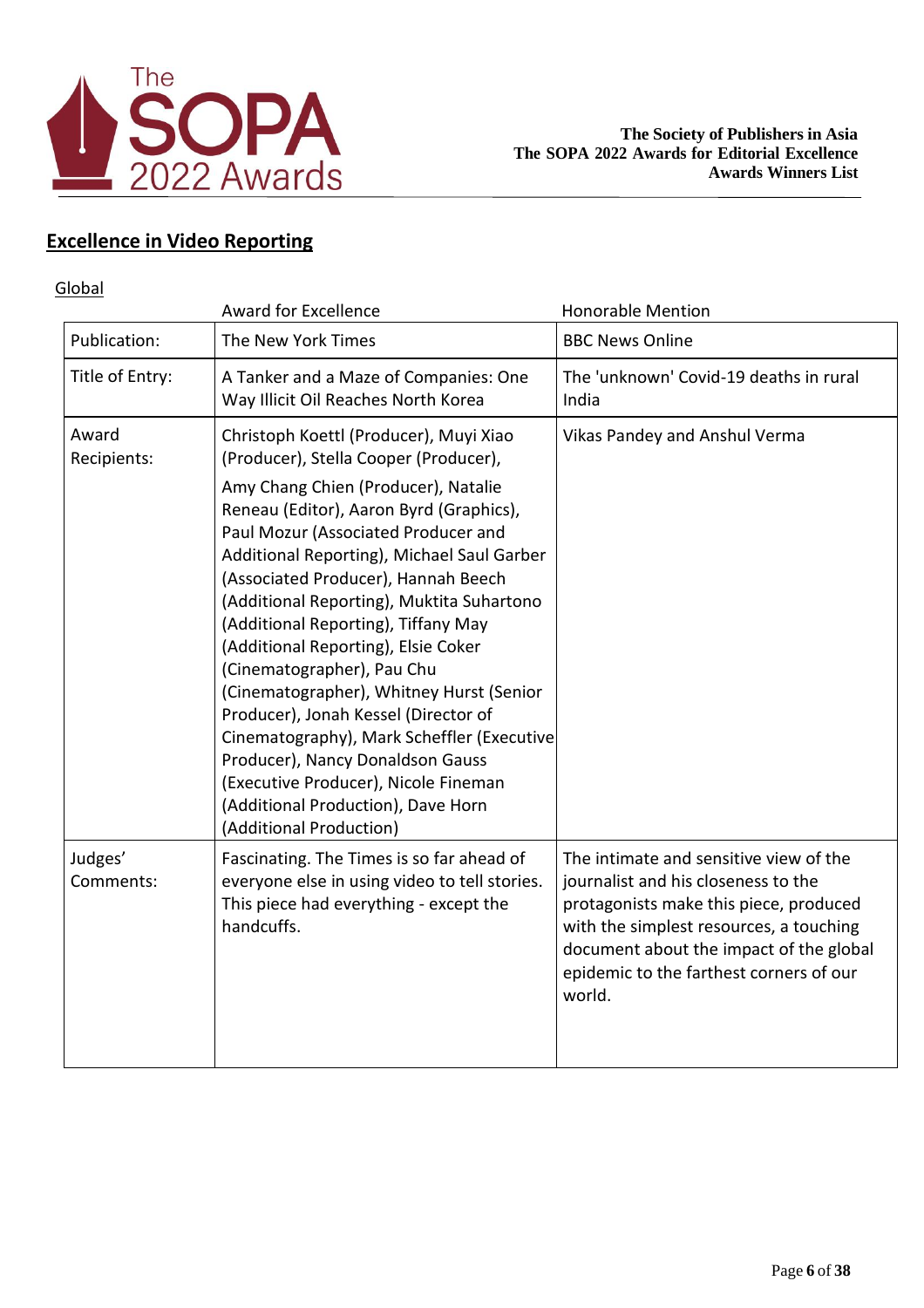## Excellence in Video Reporting

Global

| | Award for Excellence | Honorable Mention |
|---|---|---|
| Publication: | The New York Times | BBC News Online |
| Title of Entry: | A Tanker and a Maze of Companies: One Way Illicit Oil Reaches North Korea | The 'unknown' Covid-19 deaths in rural India |
| Award Recipients: | Christoph Koettl (Producer), Muyi Xiao (Producer), Stella Cooper (Producer), Amy Chang Chien (Producer), Natalie Reneau (Editor), Aaron Byrd (Graphics), Paul Mozur (Associated Producer and Additional Reporting), Michael Saul Garber (Associated Producer), Hannah Beech (Additional Reporting), Muktita Suhartono (Additional Reporting), Tiffany May (Additional Reporting), Elsie Coker (Cinematographer), Pau Chu (Cinematographer), Whitney Hurst (Senior Producer), Jonah Kessel (Director of Cinematography), Mark Scheffler (Executive Producer), Nancy Donaldson Gauss (Executive Producer), Nicole Fineman (Additional Production), Dave Horn (Additional Production) | Vikas Pandey and Anshul Verma |
| Judges' Comments: | Fascinating. The Times is so far ahead of everyone else in using video to tell stories. This piece had everything - except the handcuffs. | The intimate and sensitive view of the journalist and his closeness to the protagonists make this piece, produced with the simplest resources, a touching document about the impact of the global epidemic to the farthest corners of our world. |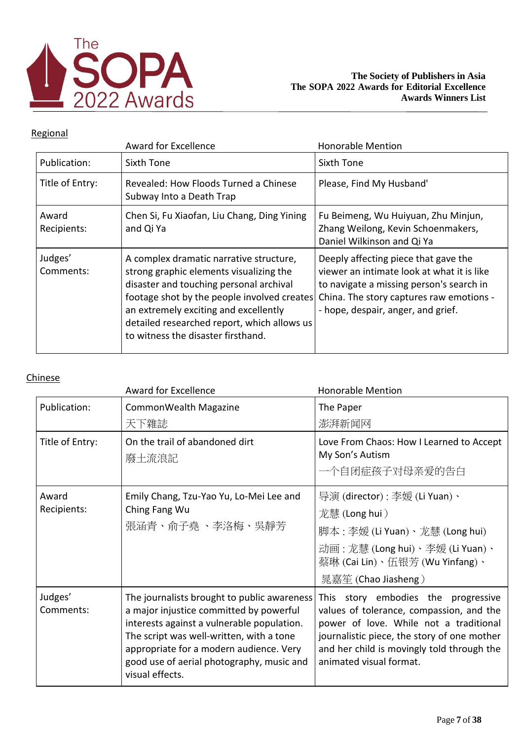The Society of Publishers in Asia
The SOPA 2022 Awards for Editorial Excellence
Awards Winners List

Regional

| | Award for Excellence | Honorable Mention |
|---|---|---|
| Publication: | Sixth Tone | Sixth Tone |
| Title of Entry: | Revealed: How Floods Turned a Chinese Subway Into a Death Trap | Please, Find My Husband' |
| Award Recipients: | Chen Si, Fu Xiaofan, Liu Chang, Ding Yining and Qi Ya | Fu Beimeng, Wu Huiyuan, Zhu Minjun, Zhang Weilong, Kevin Schoenmakers, Daniel Wilkinson and Qi Ya |
| Judges' Comments: | A complex dramatic narrative structure, strong graphic elements visualizing the disaster and touching personal archival footage shot by the people involved creates an extremely exciting and excellently detailed researched report, which allows us to witness the disaster firsthand. | Deeply affecting piece that gave the viewer an intimate look at what it is like to navigate a missing person's search in China. The story captures raw emotions -- hope, despair, anger, and grief. |

Chinese

| | Award for Excellence | Honorable Mention |
|---|---|---|
| Publication: | CommonWealth Magazine<br>天下雜誌 | The Paper<br>澎湃新闻网 |
| Title of Entry: | On the trail of abandoned dirt<br>廢土流浪記 | Love From Chaos: How I Learned to Accept My Son's Autism<br>一个自闭症孩子对母亲爱的告白 |
| Award Recipients: | Emily Chang, Tzu-Yao Yu, Lo-Mei Lee and Ching Fang Wu<br>張涵青、俞子堯 、李洛梅、吳靜芳 | 导演 (director) : 李媛 (Li Yuan)、龙慧 (Long hui )<br>脚本 : 李媛 (Li Yuan)、龙慧 (Long hui)<br>动画 : 龙慧 (Long hui)、李媛 (Li Yuan)、蔡琳 (Cai Lin)、伍银芳 (Wu Yinfang)、晁嘉笙 (Chao Jiasheng ) |
| Judges' Comments: | The journalists brought to public awareness a major injustice committed by powerful interests against a vulnerable population. The script was well-written, with a tone appropriate for a modern audience. Very good use of aerial photography, music and visual effects. | This story embodies the progressive values of tolerance, compassion, and the power of love. While not a traditional journalistic piece, the story of one mother and her child is movingly told through the animated visual format. |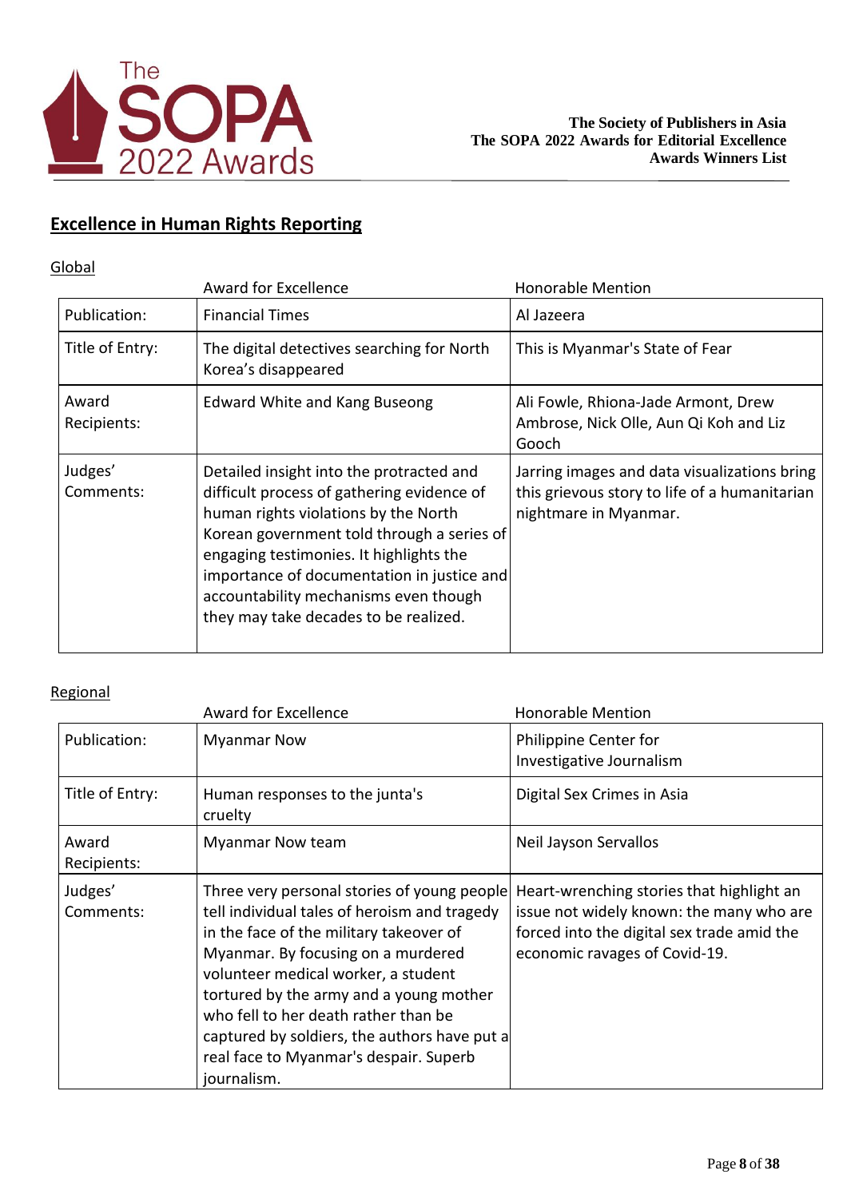## Excellence in Human Rights Reporting

### Global

| | Award for Excellence | Honorable Mention |
|---|---|---|
| Publication: | Financial Times | Al Jazeera |
| Title of Entry: | The digital detectives searching for North Korea's disappeared | This is Myanmar's State of Fear |
| Award Recipients: | Edward White and Kang Buseong | Ali Fowle, Rhiona-Jade Armont, Drew Ambrose, Nick Olle, Aun Qi Koh and Liz Gooch |
| Judges' Comments: | Detailed insight into the protracted and difficult process of gathering evidence of human rights violations by the North Korean government told through a series of engaging testimonies. It highlights the importance of documentation in justice and accountability mechanisms even though they may take decades to be realized. | Jarring images and data visualizations bring this grievous story to life of a humanitarian nightmare in Myanmar. |

### Regional

| | Award for Excellence | Honorable Mention |
|---|---|---|
| Publication: | Myanmar Now | Philippine Center for Investigative Journalism |
| Title of Entry: | Human responses to the junta's cruelty | Digital Sex Crimes in Asia |
| Award Recipients: | Myanmar Now team | Neil Jayson Servallos |
| Judges' Comments: | Three very personal stories of young people tell individual tales of heroism and tragedy in the face of the military takeover of Myanmar. By focusing on a murdered volunteer medical worker, a student tortured by the army and a young mother who fell to her death rather than be captured by soldiers, the authors have put a real face to Myanmar's despair. Superb journalism. | Heart-wrenching stories that highlight an issue not widely known: the many who are forced into the digital sex trade amid the economic ravages of Covid-19. |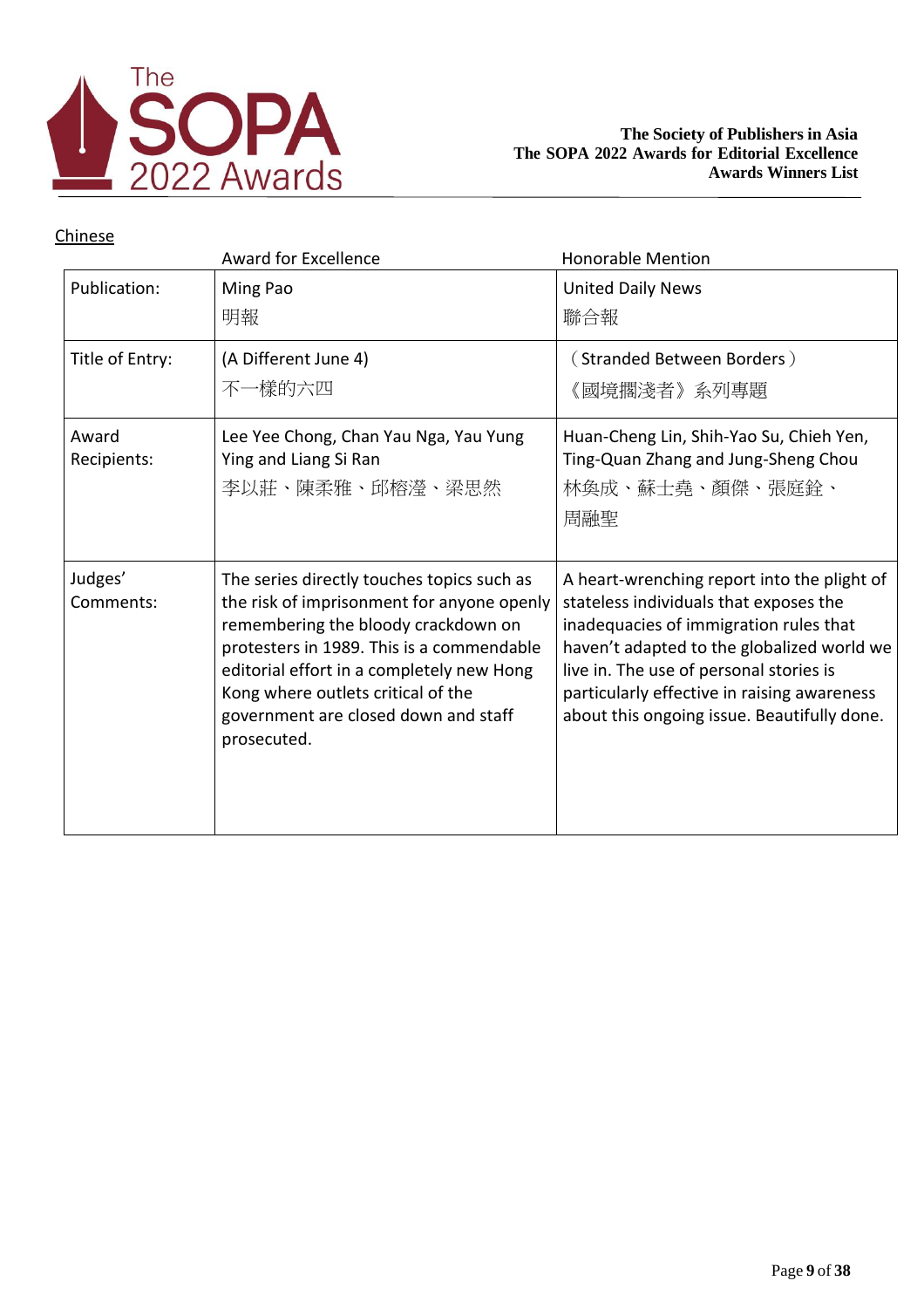**The Society of Publishers in Asia**
**The SOPA 2022 Awards for Editorial Excellence**
**Awards Winners List**

## Chinese

| | Award for Excellence | Honorable Mention |
|---|---|---|
| Publication: | Ming Pao<br>明報 | United Daily News<br>聯合報 |
| Title of Entry: | (A Different June 4)<br>不一樣的六四 | （Stranded Between Borders）<br>《國境擱淺者》系列專題 |
| Award Recipients: | Lee Yee Chong, Chan Yau Nga, Yau Yung Ying and Liang Si Ran<br>李以莊、陳柔雅、邱榕瀅、梁思然 | Huan-Cheng Lin, Shih-Yao Su, Chieh Yen, Ting-Quan Zhang and Jung-Sheng Chou<br>林奐成、蘇士堯、顏傑、張庭銓、周融聖 |
| Judges' Comments: | The series directly touches topics such as the risk of imprisonment for anyone openly remembering the bloody crackdown on protesters in 1989. This is a commendable editorial effort in a completely new Hong Kong where outlets critical of the government are closed down and staff prosecuted. | A heart-wrenching report into the plight of stateless individuals that exposes the inadequacies of immigration rules that haven't adapted to the globalized world we live in. The use of personal stories is particularly effective in raising awareness about this ongoing issue. Beautifully done. |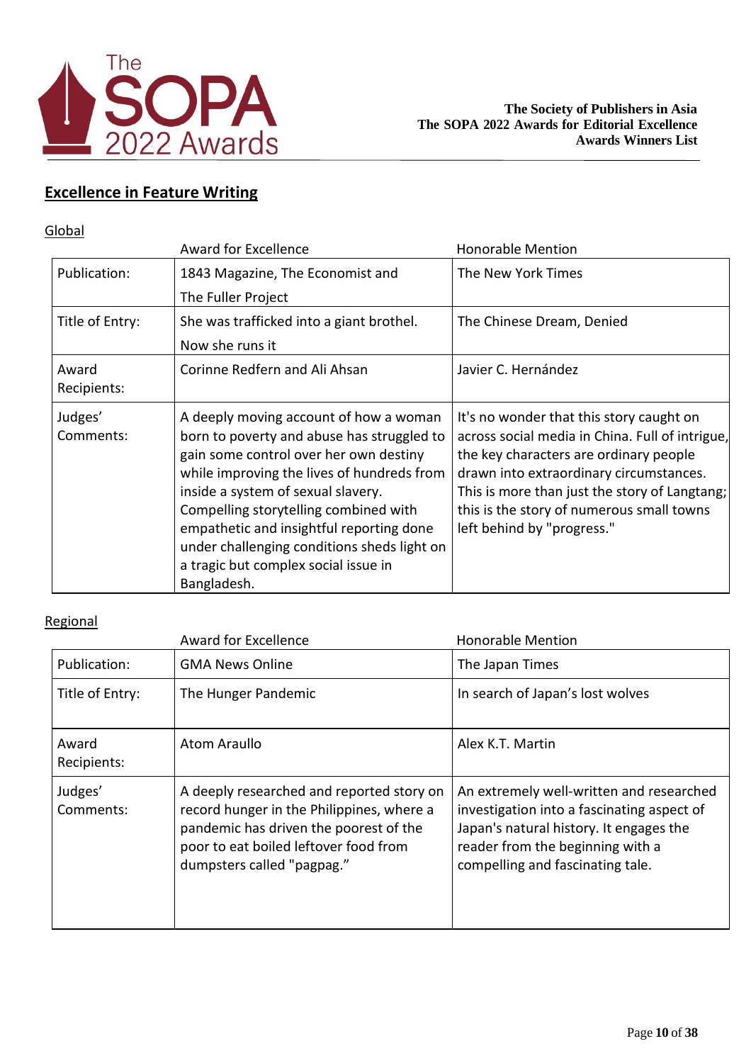## Excellence in Feature Writing

Global

| | Award for Excellence | Honorable Mention |
|---|---|---|
| Publication: | 1843 Magazine, The Economist and The Fuller Project | The New York Times |
| Title of Entry: | She was trafficked into a giant brothel. Now she runs it | The Chinese Dream, Denied |
| Award Recipients: | Corinne Redfern and Ali Ahsan | Javier C. Hernández |
| Judges' Comments: | A deeply moving account of how a woman born to poverty and abuse has struggled to gain some control over her own destiny while improving the lives of hundreds from inside a system of sexual slavery. Compelling storytelling combined with empathetic and insightful reporting done under challenging conditions sheds light on a tragic but complex social issue in Bangladesh. | It's no wonder that this story caught on across social media in China. Full of intrigue, the key characters are ordinary people drawn into extraordinary circumstances. This is more than just the story of Langtang; this is the story of numerous small towns left behind by "progress." |

Regional

| | Award for Excellence | Honorable Mention |
|---|---|---|
| Publication: | GMA News Online | The Japan Times |
| Title of Entry: | The Hunger Pandemic | In search of Japan's lost wolves |
| Award Recipients: | Atom Araullo | Alex K.T. Martin |
| Judges' Comments: | A deeply researched and reported story on record hunger in the Philippines, where a pandemic has driven the poorest of the poor to eat boiled leftover food from dumpsters called "pagpag." | An extremely well-written and researched investigation into a fascinating aspect of Japan's natural history. It engages the reader from the beginning with a compelling and fascinating tale. |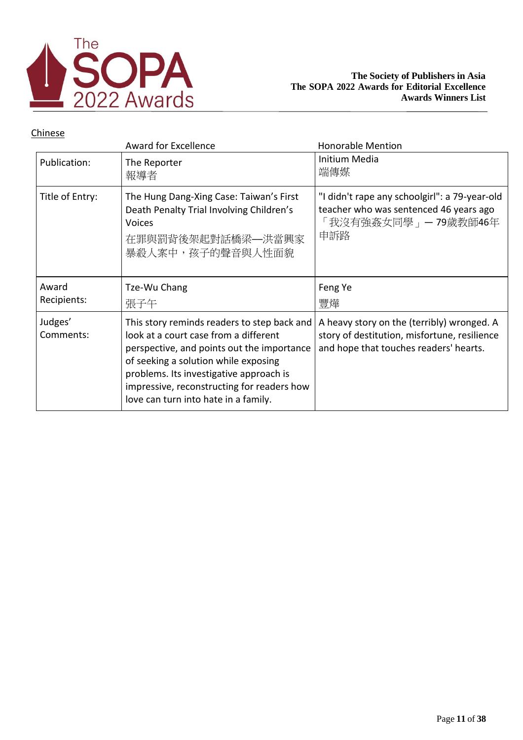The Society of Publishers in Asia
The SOPA 2022 Awards for Editorial Excellence
Awards Winners List

Chinese

| | Award for Excellence | Honorable Mention |
|---|---|---|
| Publication: | The Reporter<br>報導者 | Initium Media<br>端傳媒 |
| Title of Entry: | The Hung Dang-Xing Case: Taiwan's First Death Penalty Trial Involving Children's Voices<br>在罪與罰背後架起對話橋梁—洪當興家暴殺人案中，孩子的聲音與人性面貌 | "I didn't rape any schoolgirl": a 79-year-old teacher who was sentenced 46 years ago<br>「我沒有強姦女同學」— 79歲教師46年申訴路 |
| Award Recipients: | Tze-Wu Chang<br>張子午 | Feng Ye<br>豐燁 |
| Judges' Comments: | This story reminds readers to step back and look at a court case from a different perspective, and points out the importance of seeking a solution while exposing problems. Its investigative approach is impressive, reconstructing for readers how love can turn into hate in a family. | A heavy story on the (terribly) wronged. A story of destitution, misfortune, resilience and hope that touches readers' hearts. |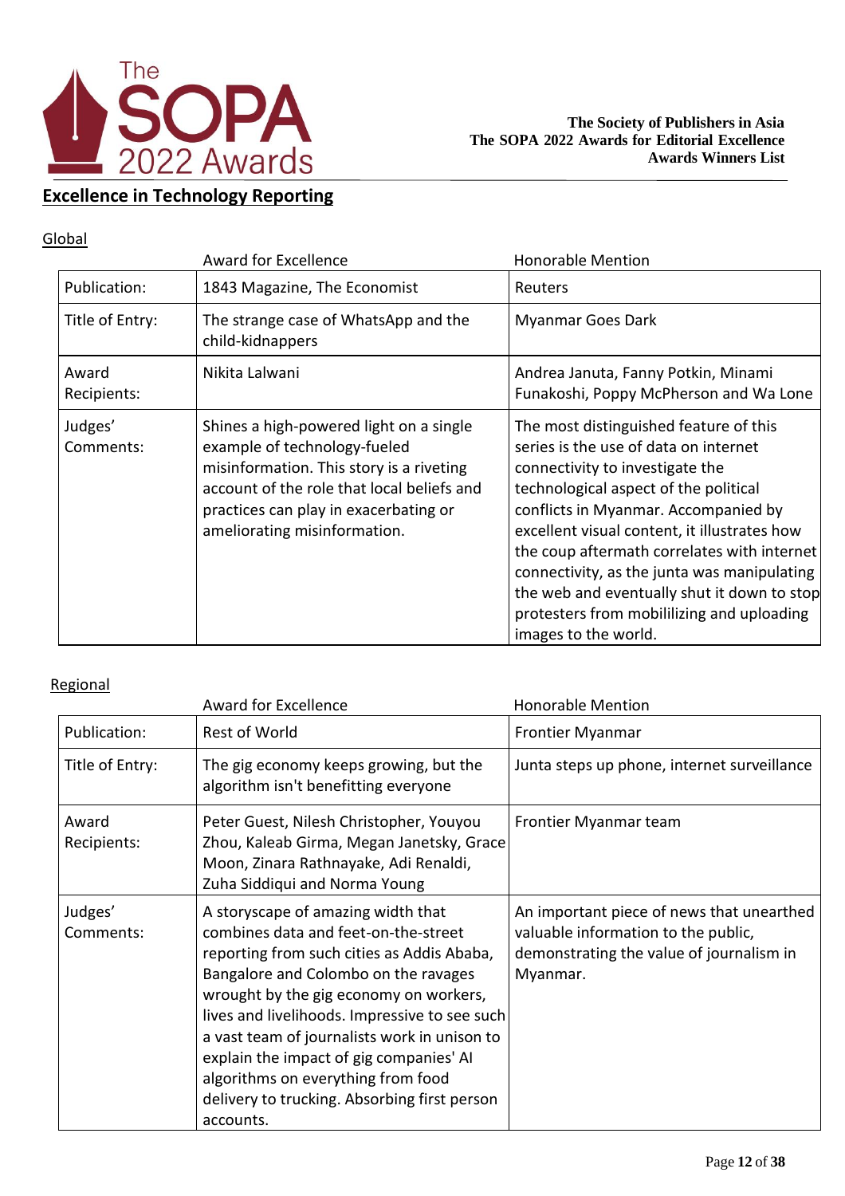## Excellence in Technology Reporting

### Global

| | Award for Excellence | Honorable Mention |
|---|---|---|
| Publication: | 1843 Magazine, The Economist | Reuters |
| Title of Entry: | The strange case of WhatsApp and the child-kidnappers | Myanmar Goes Dark |
| Award Recipients: | Nikita Lalwani | Andrea Januta, Fanny Potkin, Minami Funakoshi, Poppy McPherson and Wa Lone |
| Judges' Comments: | Shines a high-powered light on a single example of technology-fueled misinformation. This story is a riveting account of the role that local beliefs and practices can play in exacerbating or ameliorating misinformation. | The most distinguished feature of this series is the use of data on internet connectivity to investigate the technological aspect of the political conflicts in Myanmar. Accompanied by excellent visual content, it illustrates how the coup aftermath correlates with internet connectivity, as the junta was manipulating the web and eventually shut it down to stop protesters from mobililizing and uploading images to the world. |

### Regional

| | Award for Excellence | Honorable Mention |
|---|---|---|
| Publication: | Rest of World | Frontier Myanmar |
| Title of Entry: | The gig economy keeps growing, but the algorithm isn't benefitting everyone | Junta steps up phone, internet surveillance |
| Award Recipients: | Peter Guest, Nilesh Christopher, Youyou Zhou, Kaleab Girma, Megan Janetsky, Grace Moon, Zinara Rathnayake, Adi Renaldi, Zuha Siddiqui and Norma Young | Frontier Myanmar team |
| Judges' Comments: | A storyscape of amazing width that combines data and feet-on-the-street reporting from such cities as Addis Ababa, Bangalore and Colombo on the ravages wrought by the gig economy on workers, lives and livelihoods. Impressive to see such a vast team of journalists work in unison to explain the impact of gig companies' AI algorithms on everything from food delivery to trucking. Absorbing first person accounts. | An important piece of news that unearthed valuable information to the public, demonstrating the value of journalism in Myanmar. |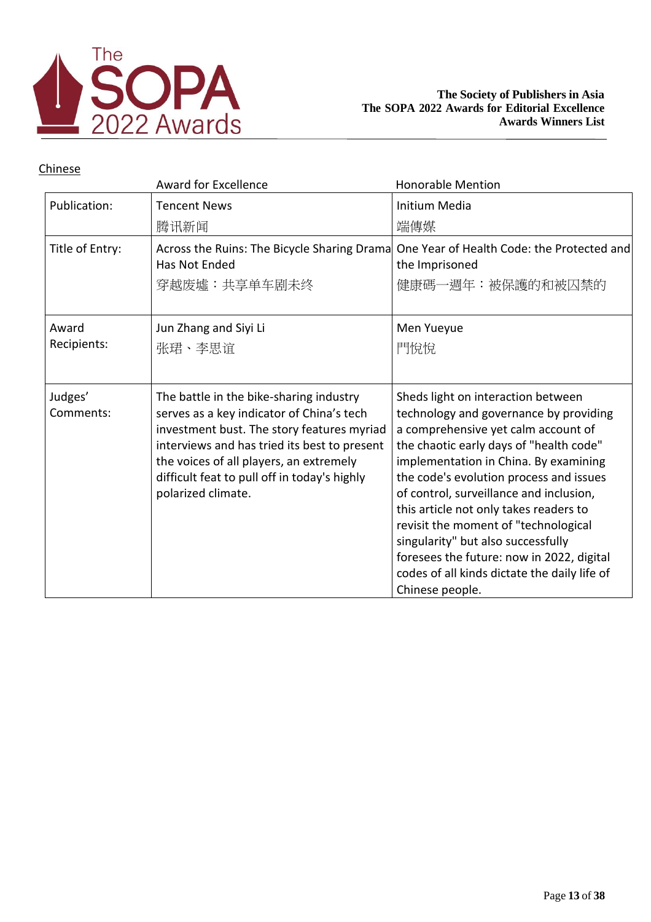## Chinese

| | Award for Excellence | Honorable Mention |
|---|---|---|
| Publication: | Tencent News<br>腾讯新闻 | Initium Media<br>端傳媒 |
| Title of Entry: | Across the Ruins: The Bicycle Sharing Drama Has Not Ended<br>穿越废墟：共享单车剧未终 | One Year of Health Code: the Protected and the Imprisoned<br>健康碼一週年：被保護的和被囚禁的 |
| Award Recipients: | Jun Zhang and Siyi Li<br>张珺、李思谊 | Men Yueyue<br>門悅悅 |
| Judges' Comments: | The battle in the bike-sharing industry serves as a key indicator of China's tech investment bust. The story features myriad interviews and has tried its best to present the voices of all players, an extremely difficult feat to pull off in today's highly polarized climate. | Sheds light on interaction between technology and governance by providing a comprehensive yet calm account of the chaotic early days of "health code" implementation in China. By examining the code's evolution process and issues of control, surveillance and inclusion, this article not only takes readers to revisit the moment of "technological singularity" but also successfully foresees the future: now in 2022, digital codes of all kinds dictate the daily life of Chinese people. |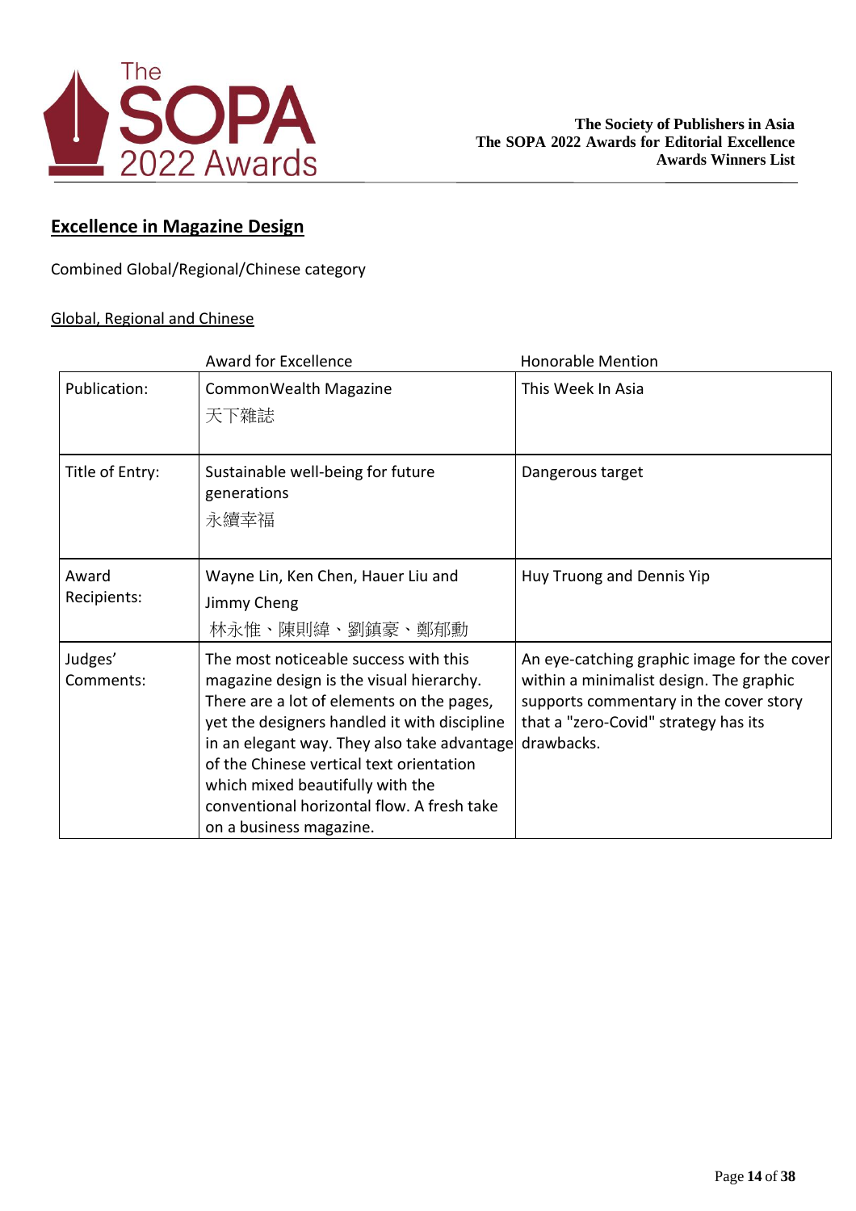## Excellence in Magazine Design

Combined Global/Regional/Chinese category

Global, Regional and Chinese

| | Award for Excellence | Honorable Mention |
|---|---|---|
| Publication: | CommonWealth Magazine<br>天下雜誌 | This Week In Asia |
| Title of Entry: | Sustainable well-being for future generations<br>永續幸福 | Dangerous target |
| Award Recipients: | Wayne Lin, Ken Chen, Hauer Liu and Jimmy Cheng<br>林永惟、陳則緯、劉鎮豪、鄭郁勳 | Huy Truong and Dennis Yip |
| Judges' Comments: | The most noticeable success with this magazine design is the visual hierarchy. There are a lot of elements on the pages, yet the designers handled it with discipline in an elegant way. They also take advantage of the Chinese vertical text orientation which mixed beautifully with the conventional horizontal flow. A fresh take on a business magazine. | An eye-catching graphic image for the cover within a minimalist design. The graphic supports commentary in the cover story that a "zero-Covid" strategy has its drawbacks. |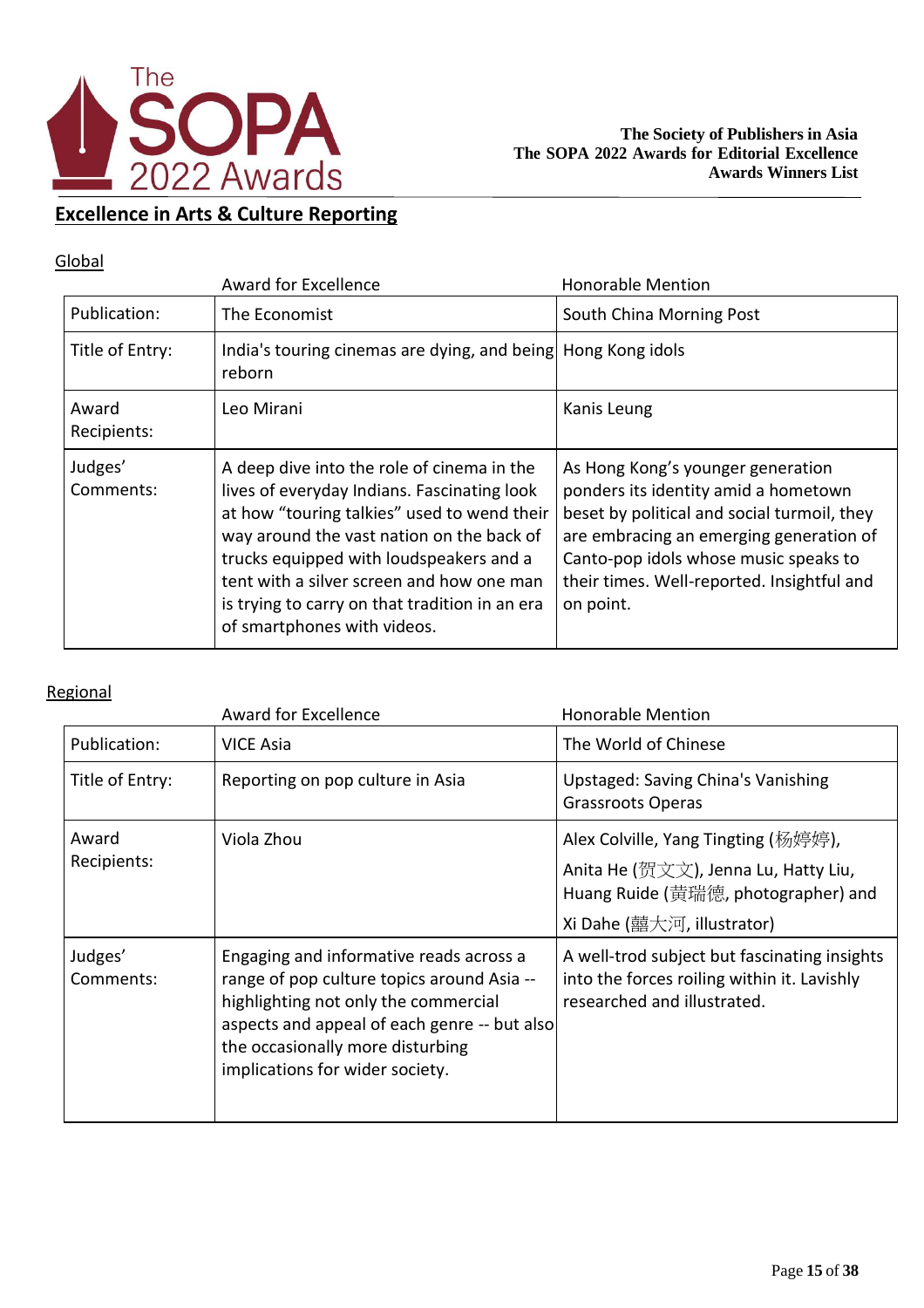## Excellence in Arts & Culture Reporting

### Global

| | Award for Excellence | Honorable Mention |
|---|---|---|
| Publication: | The Economist | South China Morning Post |
| Title of Entry: | India's touring cinemas are dying, and being reborn | Hong Kong idols |
| Award Recipients: | Leo Mirani | Kanis Leung |
| Judges' Comments: | A deep dive into the role of cinema in the lives of everyday Indians. Fascinating look at how "touring talkies" used to wend their way around the vast nation on the back of trucks equipped with loudspeakers and a tent with a silver screen and how one man is trying to carry on that tradition in an era of smartphones with videos. | As Hong Kong's younger generation ponders its identity amid a hometown beset by political and social turmoil, they are embracing an emerging generation of Canto-pop idols whose music speaks to their times. Well-reported. Insightful and on point. |

### Regional

| | Award for Excellence | Honorable Mention |
|---|---|---|
| Publication: | VICE Asia | The World of Chinese |
| Title of Entry: | Reporting on pop culture in Asia | Upstaged: Saving China's Vanishing Grassroots Operas |
| Award Recipients: | Viola Zhou | Alex Colville, Yang Tingting (杨婷婷), Anita He (贺文文), Jenna Lu, Hatty Liu, Huang Ruide (黄瑞德, photographer) and Xi Dahe (囍大河, illustrator) |
| Judges' Comments: | Engaging and informative reads across a range of pop culture topics around Asia -- highlighting not only the commercial aspects and appeal of each genre -- but also the occasionally more disturbing implications for wider society. | A well-trod subject but fascinating insights into the forces roiling within it. Lavishly researched and illustrated. |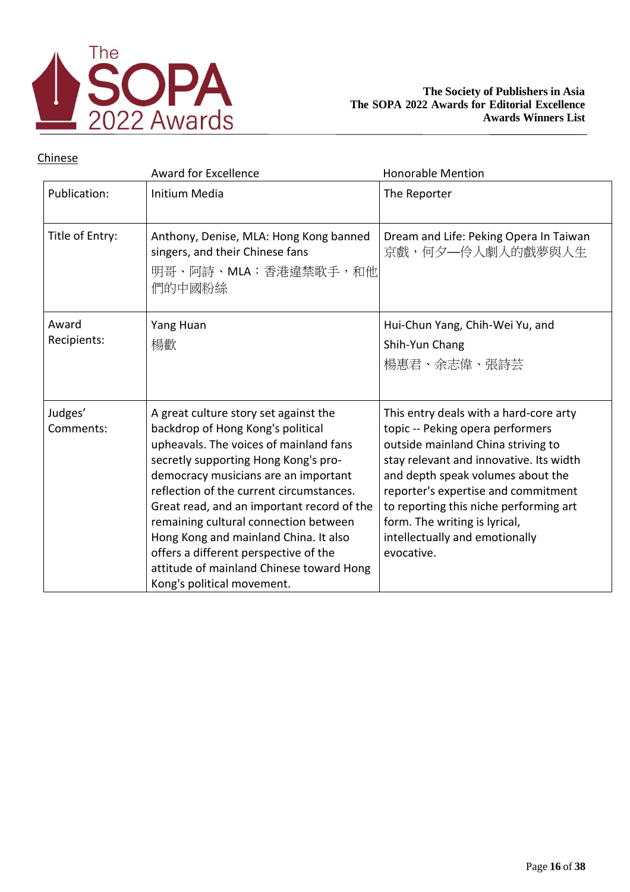**The Society of Publishers in Asia**
**The SOPA 2022 Awards for Editorial Excellence**
**Awards Winners List**

Chinese

| | Award for Excellence | Honorable Mention |
|---|---|---|
| Publication: | Initium Media | The Reporter |
| Title of Entry: | Anthony, Denise, MLA: Hong Kong banned singers, and their Chinese fans<br>明哥、阿詩、MLA：香港違禁歌手，和他們的中國粉絲 | Dream and Life: Peking Opera In Taiwan<br>京戲，何夕—伶人劇人的戲夢與人生 |
| Award Recipients: | Yang Huan<br>楊歡 | Hui-Chun Yang, Chih-Wei Yu, and Shih-Yun Chang<br>楊惠君、余志偉、張詩芸 |
| Judges' Comments: | A great culture story set against the backdrop of Hong Kong's political upheavals. The voices of mainland fans secretly supporting Hong Kong's pro-democracy musicians are an important reflection of the current circumstances. Great read, and an important record of the remaining cultural connection between Hong Kong and mainland China. It also offers a different perspective of the attitude of mainland Chinese toward Hong Kong's political movement. | This entry deals with a hard-core arty topic -- Peking opera performers outside mainland China striving to stay relevant and innovative. Its width and depth speak volumes about the reporter's expertise and commitment to reporting this niche performing art form. The writing is lyrical, intellectually and emotionally evocative. |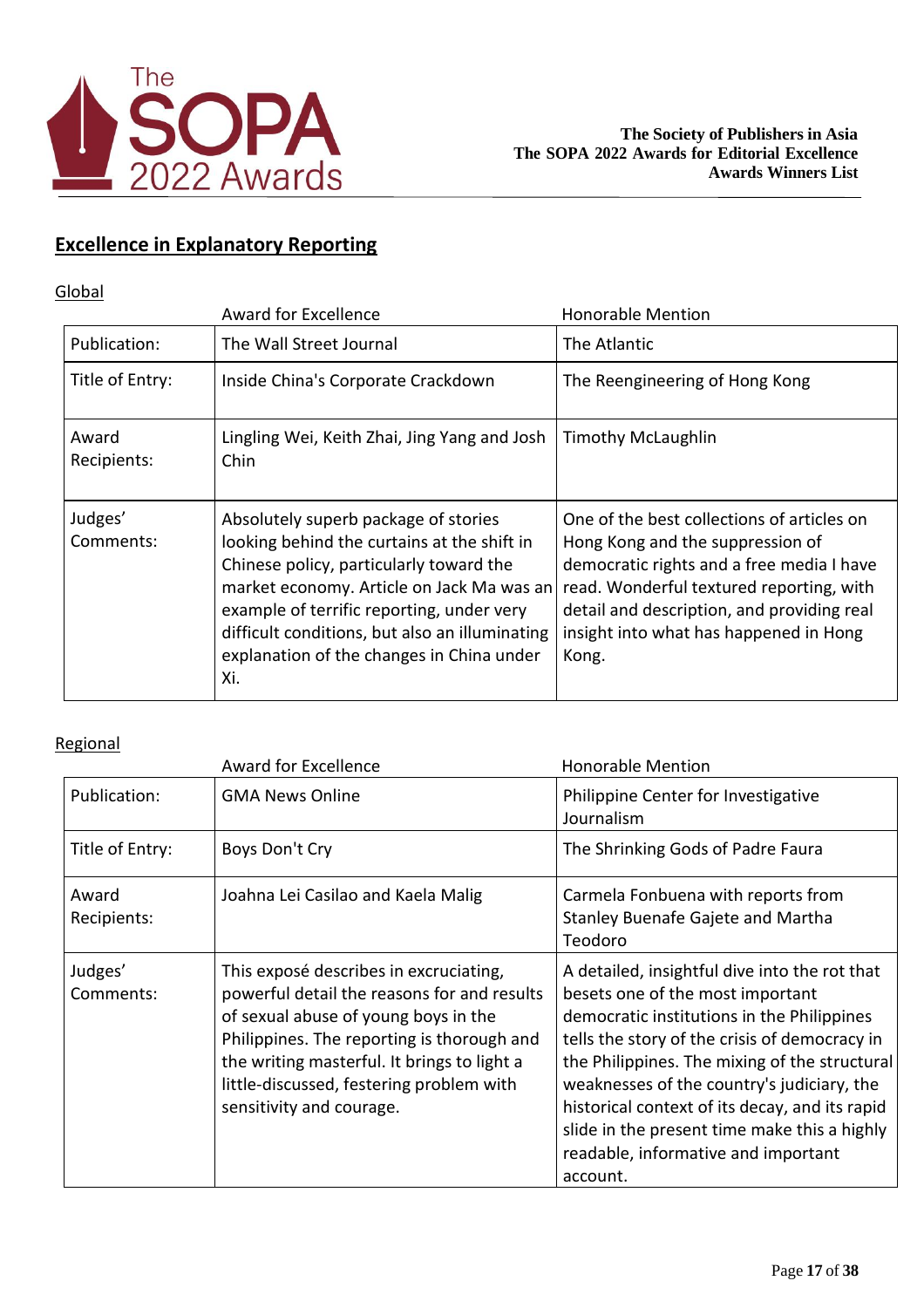## Excellence in Explanatory Reporting

### Global

| | Award for Excellence | Honorable Mention |
|---|---|---|
| Publication: | The Wall Street Journal | The Atlantic |
| Title of Entry: | Inside China's Corporate Crackdown | The Reengineering of Hong Kong |
| Award Recipients: | Lingling Wei, Keith Zhai, Jing Yang and Josh Chin | Timothy McLaughlin |
| Judges' Comments: | Absolutely superb package of stories looking behind the curtains at the shift in Chinese policy, particularly toward the market economy. Article on Jack Ma was an example of terrific reporting, under very difficult conditions, but also an illuminating explanation of the changes in China under Xi. | One of the best collections of articles on Hong Kong and the suppression of democratic rights and a free media I have read. Wonderful textured reporting, with detail and description, and providing real insight into what has happened in Hong Kong. |

### Regional

| | Award for Excellence | Honorable Mention |
|---|---|---|
| Publication: | GMA News Online | Philippine Center for Investigative Journalism |
| Title of Entry: | Boys Don't Cry | The Shrinking Gods of Padre Faura |
| Award Recipients: | Joahna Lei Casilao and Kaela Malig | Carmela Fonbuena with reports from Stanley Buenafe Gajete and Martha Teodoro |
| Judges' Comments: | This exposé describes in excruciating, powerful detail the reasons for and results of sexual abuse of young boys in the Philippines. The reporting is thorough and the writing masterful. It brings to light a little-discussed, festering problem with sensitivity and courage. | A detailed, insightful dive into the rot that besets one of the most important democratic institutions in the Philippines tells the story of the crisis of democracy in the Philippines. The mixing of the structural weaknesses of the country's judiciary, the historical context of its decay, and its rapid slide in the present time make this a highly readable, informative and important account. |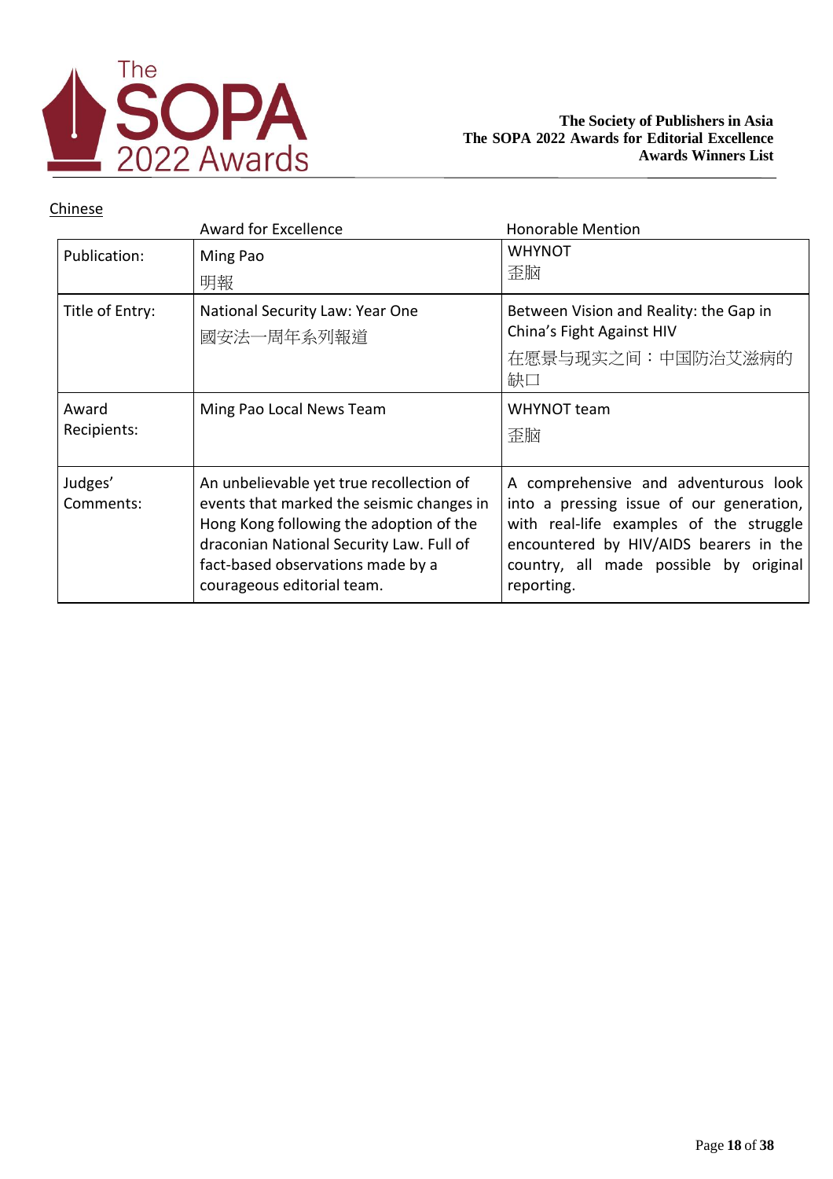Chinese

| | Award for Excellence | Honorable Mention |
|---|---|---|
| Publication: | Ming Pao 明報 | WHYNOT 歪脑 |
| Title of Entry: | National Security Law: Year One 國安法一周年系列報道 | Between Vision and Reality: the Gap in China's Fight Against HIV 在愿景与现实之间：中国防治艾滋病的缺口 |
| Award Recipients: | Ming Pao Local News Team | WHYNOT team 歪脑 |
| Judges' Comments: | An unbelievable yet true recollection of events that marked the seismic changes in Hong Kong following the adoption of the draconian National Security Law. Full of fact-based observations made by a courageous editorial team. | A comprehensive and adventurous look into a pressing issue of our generation, with real-life examples of the struggle encountered by HIV/AIDS bearers in the country, all made possible by original reporting. |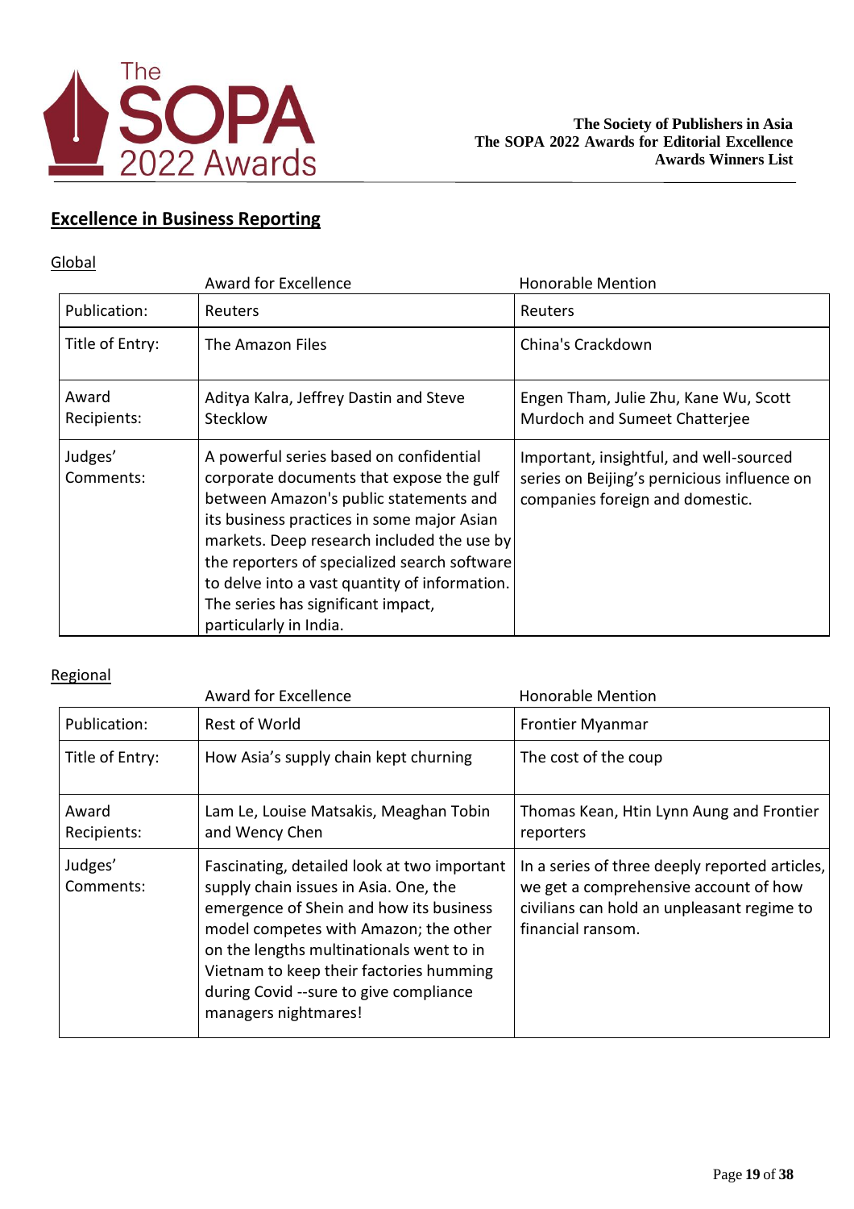## Excellence in Business Reporting

### Global

| | Award for Excellence | Honorable Mention |
|---|---|---|
| Publication: | Reuters | Reuters |
| Title of Entry: | The Amazon Files | China's Crackdown |
| Award Recipients: | Aditya Kalra, Jeffrey Dastin and Steve Stecklow | Engen Tham, Julie Zhu, Kane Wu, Scott Murdoch and Sumeet Chatterjee |
| Judges' Comments: | A powerful series based on confidential corporate documents that expose the gulf between Amazon's public statements and its business practices in some major Asian markets. Deep research included the use by the reporters of specialized search software to delve into a vast quantity of information. The series has significant impact, particularly in India. | Important, insightful, and well-sourced series on Beijing's pernicious influence on companies foreign and domestic. |

### Regional

| | Award for Excellence | Honorable Mention |
|---|---|---|
| Publication: | Rest of World | Frontier Myanmar |
| Title of Entry: | How Asia's supply chain kept churning | The cost of the coup |
| Award Recipients: | Lam Le, Louise Matsakis, Meaghan Tobin and Wency Chen | Thomas Kean, Htin Lynn Aung and Frontier reporters |
| Judges' Comments: | Fascinating, detailed look at two important supply chain issues in Asia. One, the emergence of Shein and how its business model competes with Amazon; the other on the lengths multinationals went to in Vietnam to keep their factories humming during Covid --sure to give compliance managers nightmares! | In a series of three deeply reported articles, we get a comprehensive account of how civilians can hold an unpleasant regime to financial ransom. |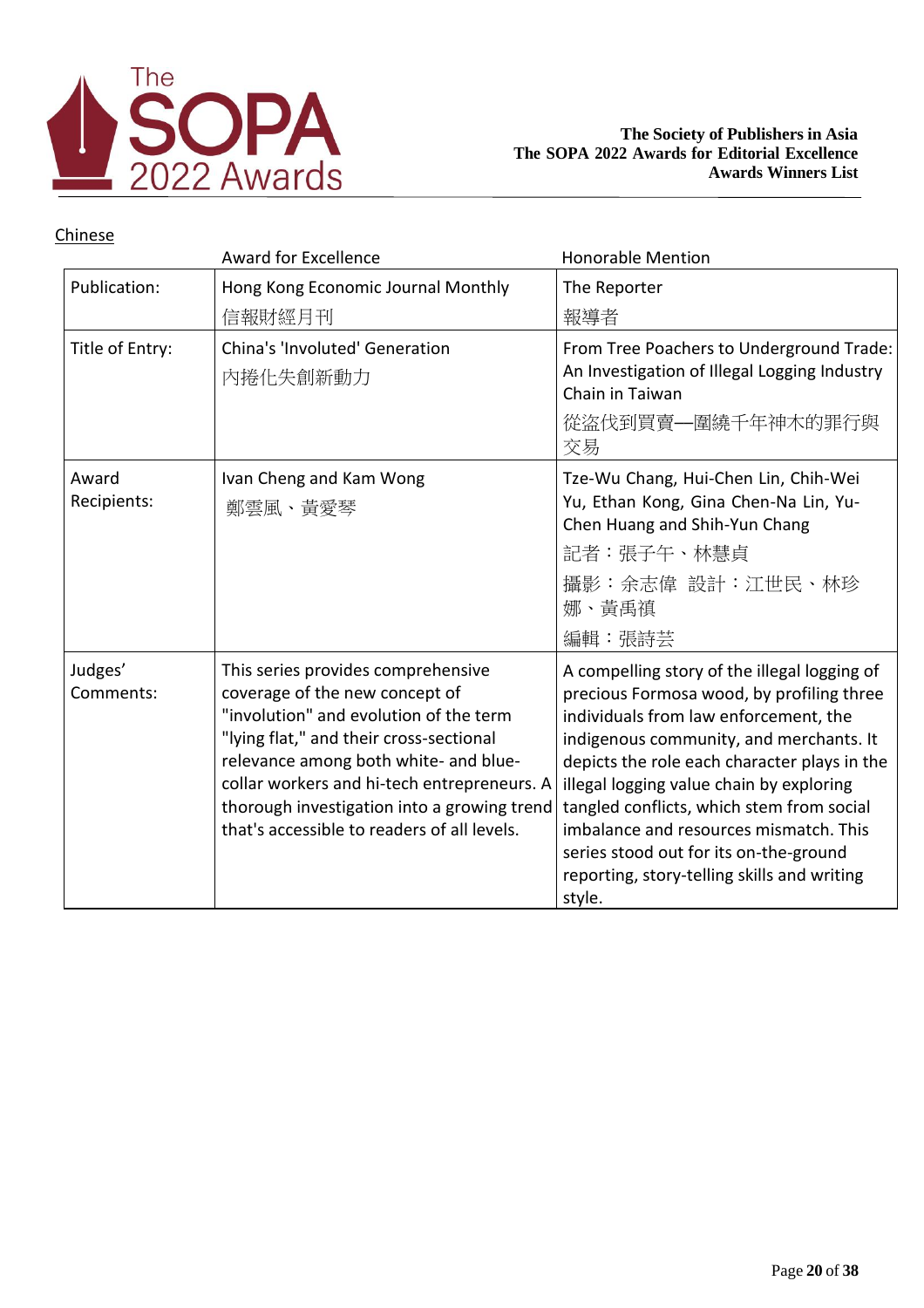**The Society of Publishers in Asia**
**The SOPA 2022 Awards for Editorial Excellence**
**Awards Winners List**

## Chinese

| | Award for Excellence | Honorable Mention |
|---|---|---|
| Publication: | Hong Kong Economic Journal Monthly<br>信報財經月刊 | The Reporter<br>報導者 |
| Title of Entry: | China's 'Involuted' Generation<br>內捲化失創新動力 | From Tree Poachers to Underground Trade: An Investigation of Illegal Logging Industry Chain in Taiwan<br>從盜伐到買賣—圍繞千年神木的罪行與交易 |
| Award Recipients: | Ivan Cheng and Kam Wong<br>鄭雲風、黃愛琴 | Tze-Wu Chang, Hui-Chen Lin, Chih-Wei Yu, Ethan Kong, Gina Chen-Na Lin, Yu-Chen Huang and Shih-Yun Chang<br>記者：張子午、林慧貞<br>攝影：余志偉　設計：江世民、林珍娜、黃禹禛<br>編輯：張詩芸 |
| Judges' Comments: | This series provides comprehensive coverage of the new concept of "involution" and evolution of the term "lying flat," and their cross-sectional relevance among both white- and blue-collar workers and hi-tech entrepreneurs. A thorough investigation into a growing trend that's accessible to readers of all levels. | A compelling story of the illegal logging of precious Formosa wood, by profiling three individuals from law enforcement, the indigenous community, and merchants. It depicts the role each character plays in the illegal logging value chain by exploring tangled conflicts, which stem from social imbalance and resources mismatch. This series stood out for its on-the-ground reporting, story-telling skills and writing style. |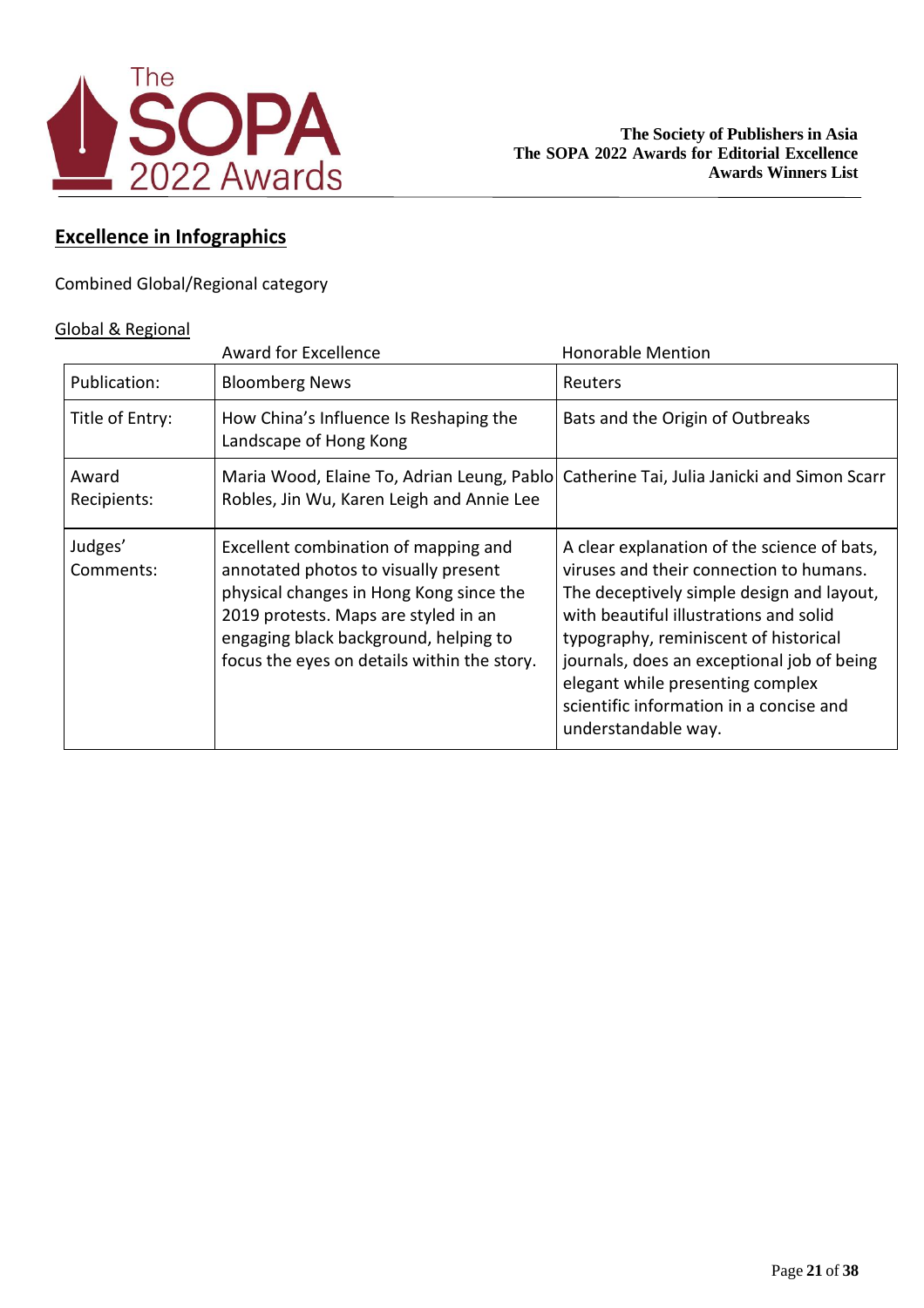## Excellence in Infographics

Combined Global/Regional category

Global & Regional

| | Award for Excellence | Honorable Mention |
|---|---|---|
| Publication: | Bloomberg News | Reuters |
| Title of Entry: | How China's Influence Is Reshaping the Landscape of Hong Kong | Bats and the Origin of Outbreaks |
| Award Recipients: | Maria Wood, Elaine To, Adrian Leung, Pablo Robles, Jin Wu, Karen Leigh and Annie Lee | Catherine Tai, Julia Janicki and Simon Scarr |
| Judges' Comments: | Excellent combination of mapping and annotated photos to visually present physical changes in Hong Kong since the 2019 protests. Maps are styled in an engaging black background, helping to focus the eyes on details within the story. | A clear explanation of the science of bats, viruses and their connection to humans. The deceptively simple design and layout, with beautiful illustrations and solid typography, reminiscent of historical journals, does an exceptional job of being elegant while presenting complex scientific information in a concise and understandable way. |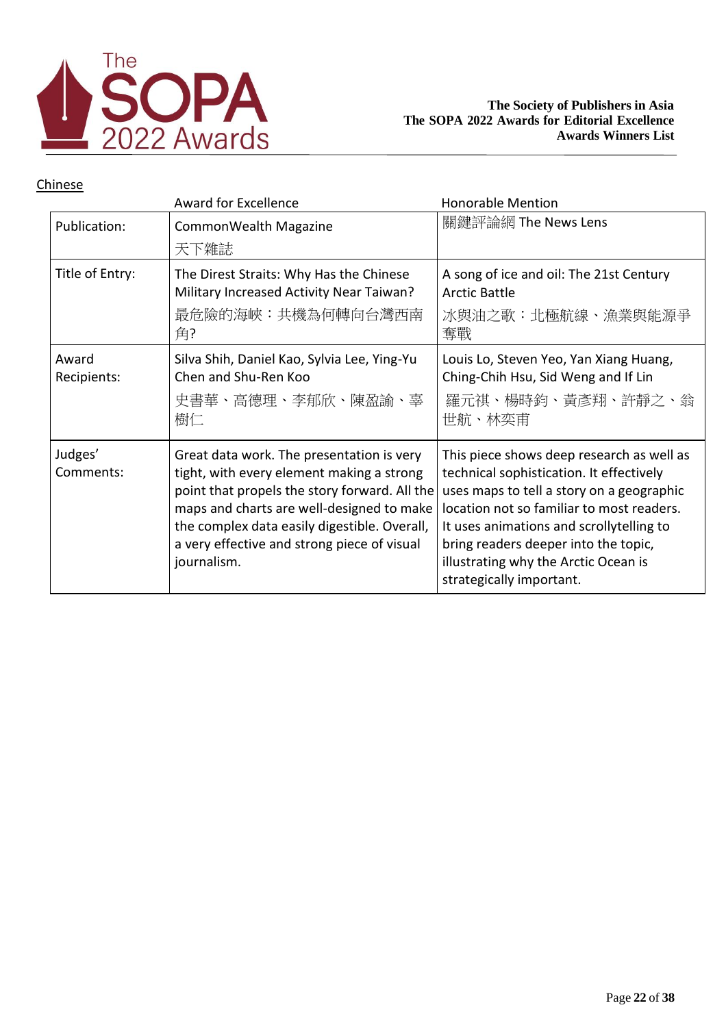**The Society of Publishers in Asia**
**The SOPA 2022 Awards for Editorial Excellence**
**Awards Winners List**

Chinese

| | Award for Excellence | Honorable Mention |
|---|---|---|
| Publication: | CommonWealth Magazine 天下雜誌 | 關鍵評論網 The News Lens |
| Title of Entry: | The Direst Straits: Why Has the Chinese Military Increased Activity Near Taiwan? 最危險的海峽：共機為何轉向台灣西南角? | A song of ice and oil: The 21st Century Arctic Battle 冰與油之歌：北極航線、漁業與能源爭奪戰 |
| Award Recipients: | Silva Shih, Daniel Kao, Sylvia Lee, Ying-Yu Chen and Shu-Ren Koo 史書華、高德理、李郁欣、陳盈諭、辜樹仁 | Louis Lo, Steven Yeo, Yan Xiang Huang, Ching-Chih Hsu, Sid Weng and If Lin 羅元祺、楊時鈞、黃彥翔、許靜之、翁世航、林奕甫 |
| Judges' Comments: | Great data work. The presentation is very tight, with every element making a strong point that propels the story forward. All the maps and charts are well-designed to make the complex data easily digestible. Overall, a very effective and strong piece of visual journalism. | This piece shows deep research as well as technical sophistication. It effectively uses maps to tell a story on a geographic location not so familiar to most readers. It uses animations and scrollytelling to bring readers deeper into the topic, illustrating why the Arctic Ocean is strategically important. |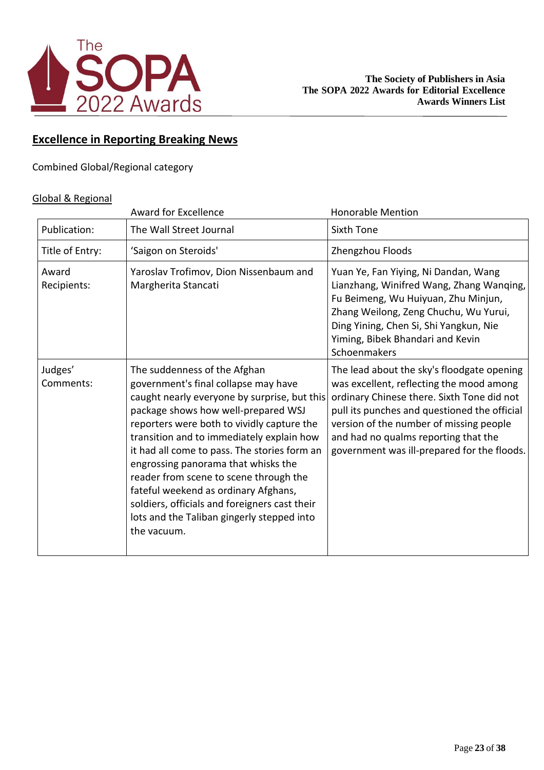## Excellence in Reporting Breaking News

Combined Global/Regional category

Global & Regional

| | Award for Excellence | Honorable Mention |
|---|---|---|
| Publication: | The Wall Street Journal | Sixth Tone |
| Title of Entry: | 'Saigon on Steroids' | Zhengzhou Floods |
| Award Recipients: | Yaroslav Trofimov, Dion Nissenbaum and Margherita Stancati | Yuan Ye, Fan Yiying, Ni Dandan, Wang Lianzhang, Winifred Wang, Zhang Wanqing, Fu Beimeng, Wu Huiyuan, Zhu Minjun, Zhang Weilong, Zeng Chuchu, Wu Yurui, Ding Yining, Chen Si, Shi Yangkun, Nie Yiming, Bibek Bhandari and Kevin Schoenmakers |
| Judges' Comments: | The suddenness of the Afghan government's final collapse may have caught nearly everyone by surprise, but this package shows how well-prepared WSJ reporters were both to vividly capture the transition and to immediately explain how it had all come to pass. The stories form an engrossing panorama that whisks the reader from scene to scene through the fateful weekend as ordinary Afghans, soldiers, officials and foreigners cast their lots and the Taliban gingerly stepped into the vacuum. | The lead about the sky's floodgate opening was excellent, reflecting the mood among ordinary Chinese there. Sixth Tone did not pull its punches and questioned the official version of the number of missing people and had no qualms reporting that the government was ill-prepared for the floods. |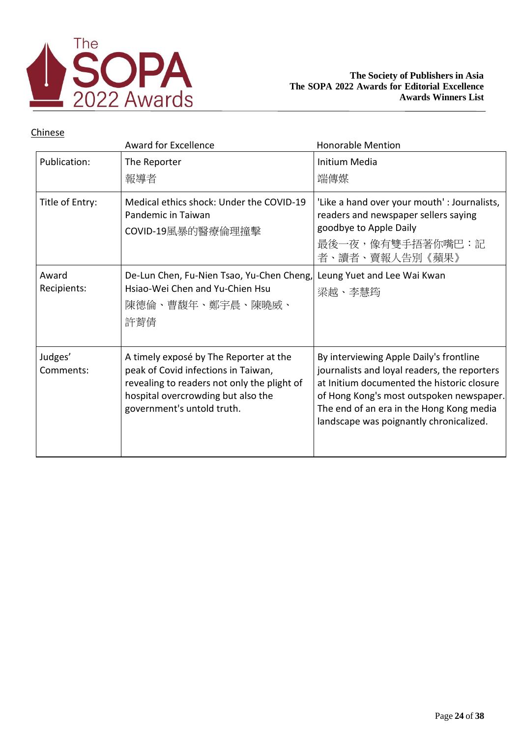**The Society of Publishers in Asia**
**The SOPA 2022 Awards for Editorial Excellence**
**Awards Winners List**

Chinese

| | Award for Excellence | Honorable Mention |
|---|---|---|
| Publication: | The Reporter<br>報導者 | Initium Media<br>端傳媒 |
| Title of Entry: | Medical ethics shock: Under the COVID-19 Pandemic in Taiwan<br>COVID-19風暴的醫療倫理撞擊 | 'Like a hand over your mouth' : Journalists, readers and newspaper sellers saying goodbye to Apple Daily<br>最後一夜，像有雙手捂著你嘴巴：記者、讀者、賣報人告別《蘋果》 |
| Award Recipients: | De-Lun Chen, Fu-Nien Tsao, Yu-Chen Cheng, Hsiao-Wei Chen and Yu-Chien Hsu<br>陳德倫、曹馥年、鄭宇晨、陳曉威、許蒨倩 | Leung Yuet and Lee Wai Kwan<br>梁越、李慧筠 |
| Judges' Comments: | A timely exposé by The Reporter at the peak of Covid infections in Taiwan, revealing to readers not only the plight of hospital overcrowding but also the government's untold truth. | By interviewing Apple Daily's frontline journalists and loyal readers, the reporters at Initium documented the historic closure of Hong Kong's most outspoken newspaper. The end of an era in the Hong Kong media landscape was poignantly chronicalized. |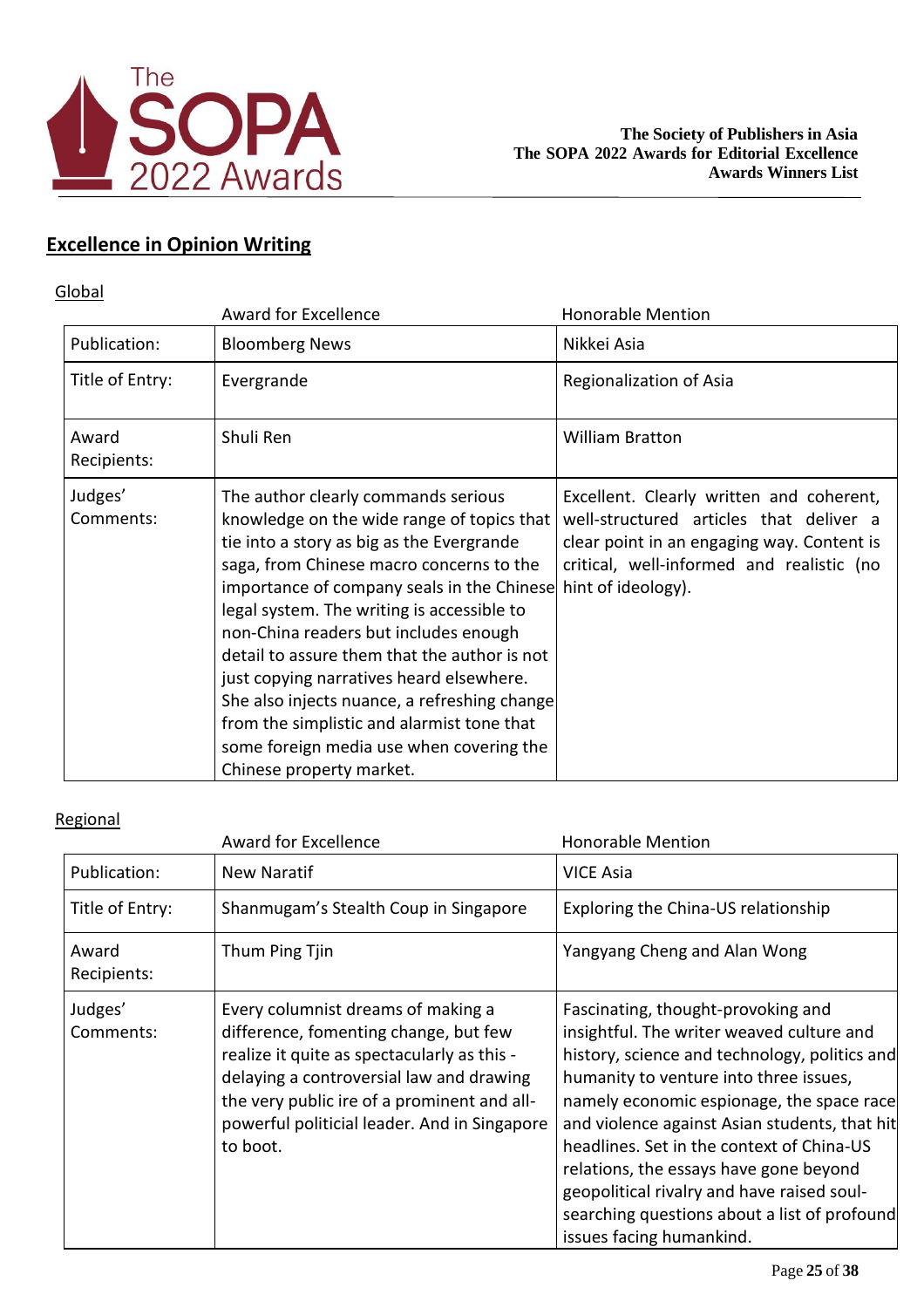## Excellence in Opinion Writing

Global

| | Award for Excellence | Honorable Mention |
|---|---|---|
| Publication: | Bloomberg News | Nikkei Asia |
| Title of Entry: | Evergrande | Regionalization of Asia |
| Award Recipients: | Shuli Ren | William Bratton |
| Judges' Comments: | The author clearly commands serious knowledge on the wide range of topics that tie into a story as big as the Evergrande saga, from Chinese macro concerns to the importance of company seals in the Chinese legal system. The writing is accessible to non-China readers but includes enough detail to assure them that the author is not just copying narratives heard elsewhere. She also injects nuance, a refreshing change from the simplistic and alarmist tone that some foreign media use when covering the Chinese property market. | Excellent. Clearly written and coherent, well-structured articles that deliver a clear point in an engaging way. Content is critical, well-informed and realistic (no hint of ideology). |

Regional

| | Award for Excellence | Honorable Mention |
|---|---|---|
| Publication: | New Naratif | VICE Asia |
| Title of Entry: | Shanmugam's Stealth Coup in Singapore | Exploring the China-US relationship |
| Award Recipients: | Thum Ping Tjin | Yangyang Cheng and Alan Wong |
| Judges' Comments: | Every columnist dreams of making a difference, fomenting change, but few realize it quite as spectacularly as this - delaying a controversial law and drawing the very public ire of a prominent and all-powerful politicial leader. And in Singapore to boot. | Fascinating, thought-provoking and insightful. The writer weaved culture and history, science and technology, politics and humanity to venture into three issues, namely economic espionage, the space race and violence against Asian students, that hit headlines. Set in the context of China-US relations, the essays have gone beyond geopolitical rivalry and have raised soul-searching questions about a list of profound issues facing humankind. |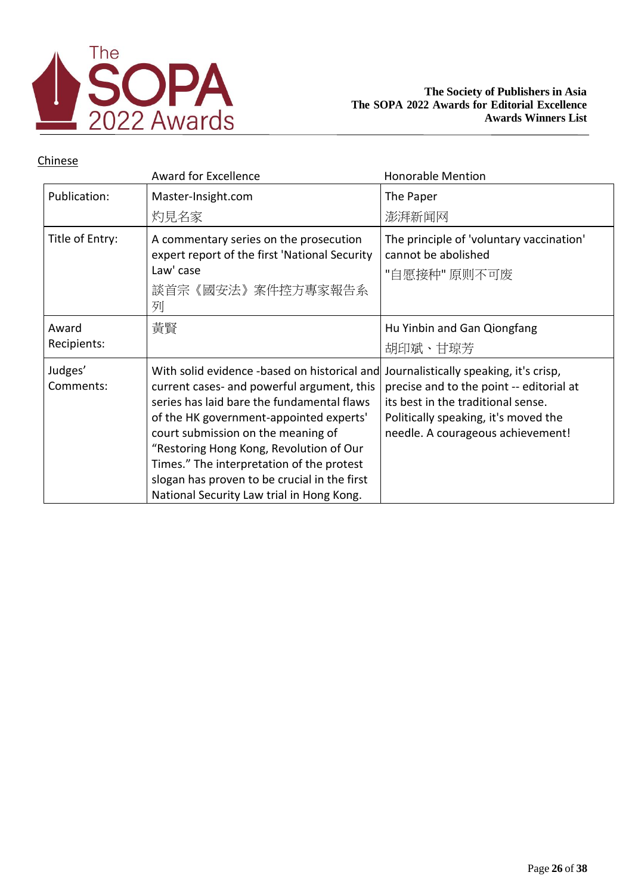Chinese

| | Award for Excellence | Honorable Mention |
|---|---|---|
| Publication: | Master-Insight.com<br>灼見名家 | The Paper<br>澎湃新闻网 |
| Title of Entry: | A commentary series on the prosecution expert report of the first 'National Security Law' case<br>談首宗《國安法》案件控方專家報告系列 | The principle of 'voluntary vaccination' cannot be abolished<br>"自愿接种" 原则不可废 |
| Award Recipients: | 黃賢 | Hu Yinbin and Gan Qiongfang<br>胡印斌、甘琼芳 |
| Judges' Comments: | With solid evidence -based on historical and current cases- and powerful argument, this series has laid bare the fundamental flaws of the HK government-appointed experts' court submission on the meaning of "Restoring Hong Kong, Revolution of Our Times." The interpretation of the protest slogan has proven to be crucial in the first National Security Law trial in Hong Kong. | Journalistically speaking, it's crisp, precise and to the point -- editorial at its best in the traditional sense. Politically speaking, it's moved the needle. A courageous achievement! |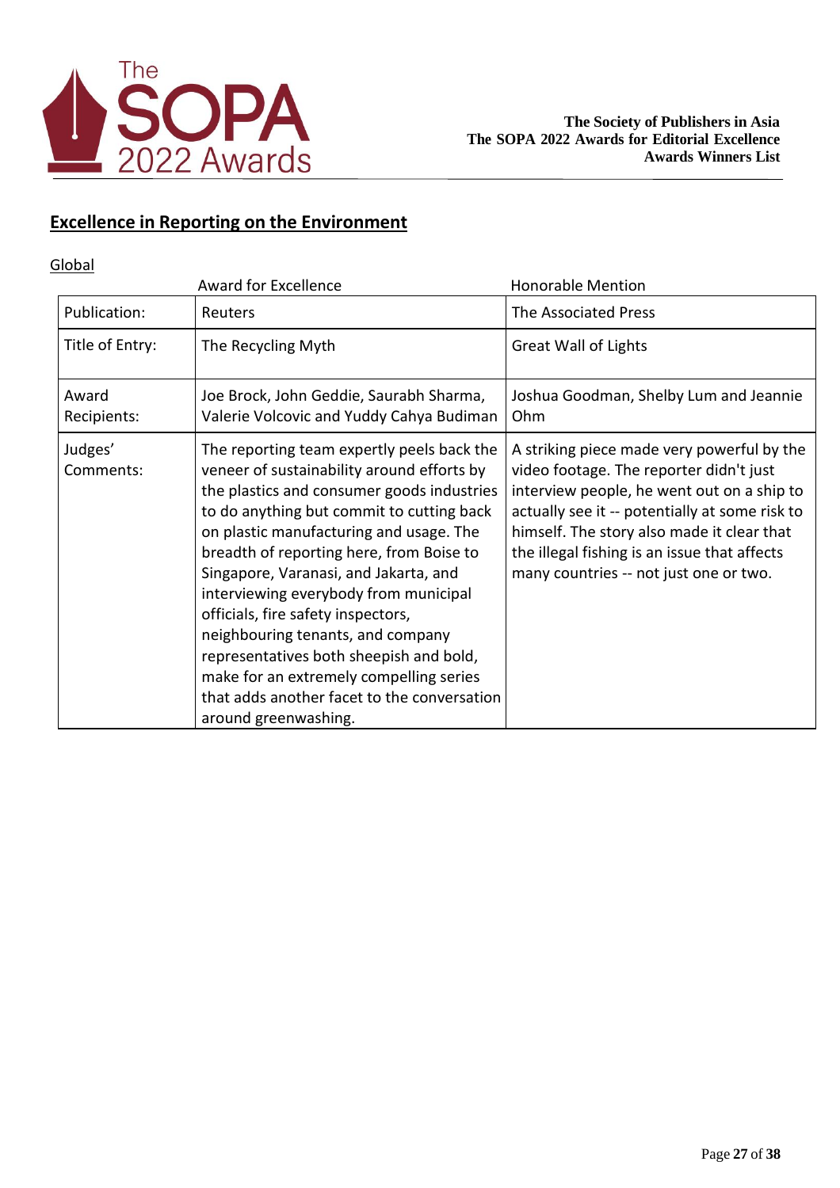## Excellence in Reporting on the Environment

Global

| | Award for Excellence | Honorable Mention |
|---|---|---|
| Publication: | Reuters | The Associated Press |
| Title of Entry: | The Recycling Myth | Great Wall of Lights |
| Award Recipients: | Joe Brock, John Geddie, Saurabh Sharma, Valerie Volcovic and Yuddy Cahya Budiman | Joshua Goodman, Shelby Lum and Jeannie Ohm |
| Judges' Comments: | The reporting team expertly peels back the veneer of sustainability around efforts by the plastics and consumer goods industries to do anything but commit to cutting back on plastic manufacturing and usage. The breadth of reporting here, from Boise to Singapore, Varanasi, and Jakarta, and interviewing everybody from municipal officials, fire safety inspectors, neighbouring tenants, and company representatives both sheepish and bold, make for an extremely compelling series that adds another facet to the conversation around greenwashing. | A striking piece made very powerful by the video footage. The reporter didn't just interview people, he went out on a ship to actually see it -- potentially at some risk to himself. The story also made it clear that the illegal fishing is an issue that affects many countries -- not just one or two. |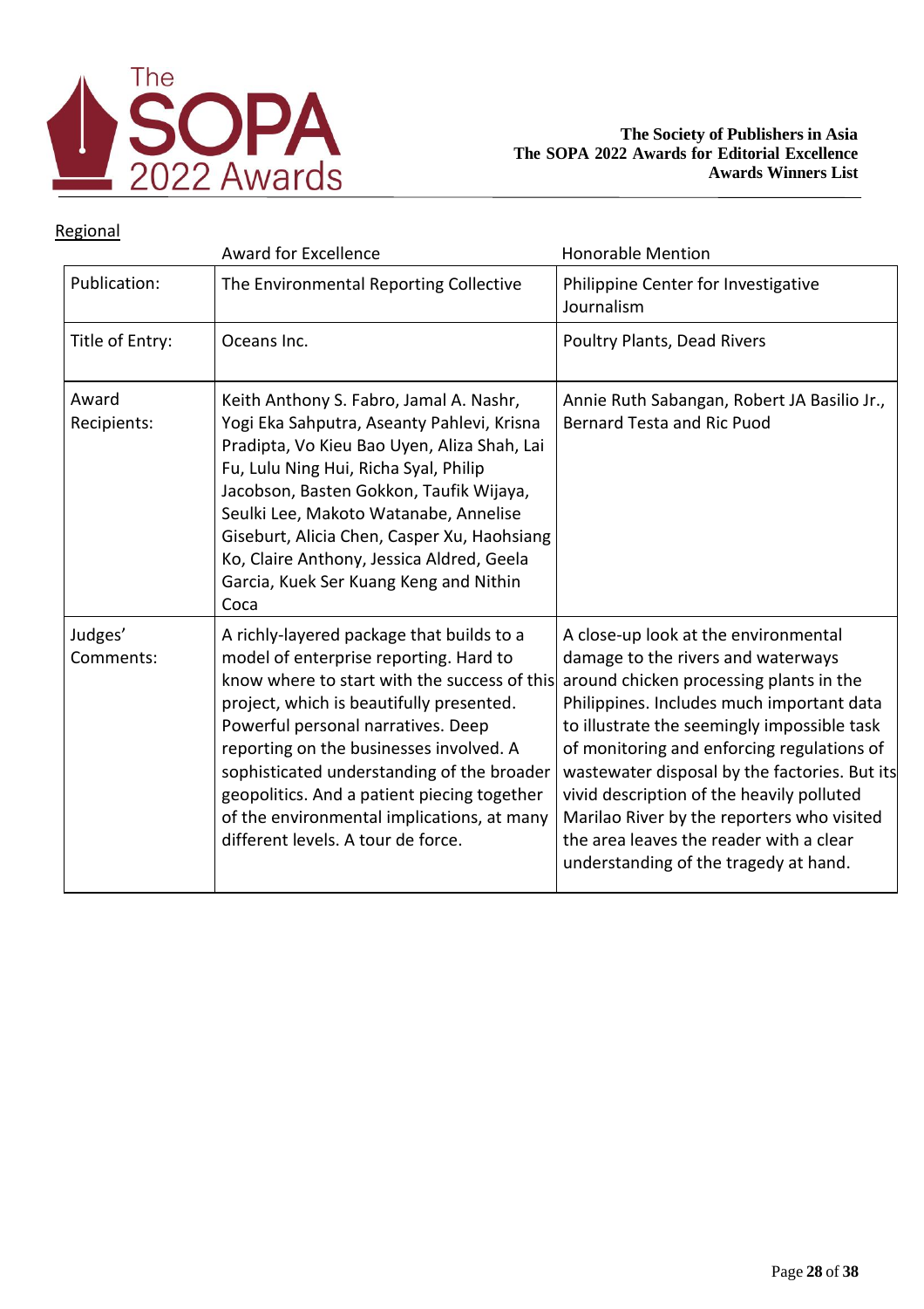Regional

| | Award for Excellence | Honorable Mention |
|---|---|---|
| Publication: | The Environmental Reporting Collective | Philippine Center for Investigative Journalism |
| Title of Entry: | Oceans Inc. | Poultry Plants, Dead Rivers |
| Award Recipients: | Keith Anthony S. Fabro, Jamal A. Nashr, Yogi Eka Sahputra, Aseanty Pahlevi, Krisna Pradipta, Vo Kieu Bao Uyen, Aliza Shah, Lai Fu, Lulu Ning Hui, Richa Syal, Philip Jacobson, Basten Gokkon, Taufik Wijaya, Seulki Lee, Makoto Watanabe, Annelise Giseburt, Alicia Chen, Casper Xu, Haohsiang Ko, Claire Anthony, Jessica Aldred, Geela Garcia, Kuek Ser Kuang Keng and Nithin Coca | Annie Ruth Sabangan, Robert JA Basilio Jr., Bernard Testa and Ric Puod |
| Judges' Comments: | A richly-layered package that builds to a model of enterprise reporting. Hard to know where to start with the success of this project, which is beautifully presented. Powerful personal narratives. Deep reporting on the businesses involved. A sophisticated understanding of the broader geopolitics. And a patient piecing together of the environmental implications, at many different levels. A tour de force. | A close-up look at the environmental damage to the rivers and waterways around chicken processing plants in the Philippines. Includes much important data to illustrate the seemingly impossible task of monitoring and enforcing regulations of wastewater disposal by the factories. But its vivid description of the heavily polluted Marilao River by the reporters who visited the area leaves the reader with a clear understanding of the tragedy at hand. |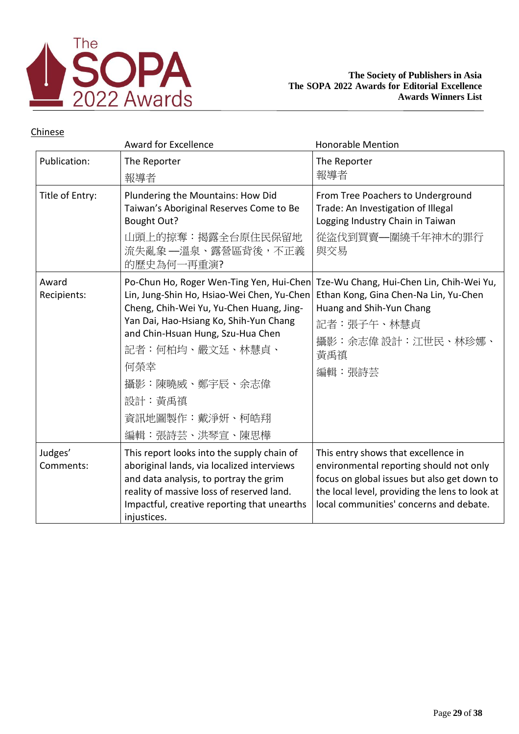**The Society of Publishers in Asia**
**The SOPA 2022 Awards for Editorial Excellence**
**Awards Winners List**

## Chinese

| | Award for Excellence | Honorable Mention |
|---|---|---|
| Publication: | The Reporter<br>報導者 | The Reporter<br>報導者 |
| Title of Entry: | Plundering the Mountains: How Did Taiwan's Aboriginal Reserves Come to Be Bought Out?<br>山頭上的掠奪：揭露全台原住民保留地流失亂象—溫泉、露營區背後，不正義的歷史為何一再重演? | From Tree Poachers to Underground Trade: An Investigation of Illegal Logging Industry Chain in Taiwan<br>從盜伐到買賣—圍繞千年神木的罪行與交易 |
| Award Recipients: | Po-Chun Ho, Roger Wen-Ting Yen, Hui-Chen Lin, Jung-Shin Ho, Hsiao-Wei Chen, Yu-Chen Cheng, Chih-Wei Yu, Yu-Chen Huang, Jing-Yan Dai, Hao-Hsiang Ko, Shih-Yun Chang and Chin-Hsuan Hung, Szu-Hua Chen<br>記者：何柏均、嚴文廷、林慧貞、何榮幸<br>攝影：陳曉威、鄭宇辰、余志偉<br>設計：黃禹禛<br>資訊地圖製作：戴淨妍、柯皓翔<br>編輯：張詩芸、洪琴宣、陳思樺 | Tze-Wu Chang, Hui-Chen Lin, Chih-Wei Yu, Ethan Kong, Gina Chen-Na Lin, Yu-Chen Huang and Shih-Yun Chang<br>記者：張子午、林慧貞<br>攝影：余志偉 設計：江世民、林珍娜、黃禹禛<br>編輯：張詩芸 |
| Judges' Comments: | This report looks into the supply chain of aboriginal lands, via localized interviews and data analysis, to portray the grim reality of massive loss of reserved land. Impactful, creative reporting that unearths injustices. | This entry shows that excellence in environmental reporting should not only focus on global issues but also get down to the local level, providing the lens to look at local communities' concerns and debate. |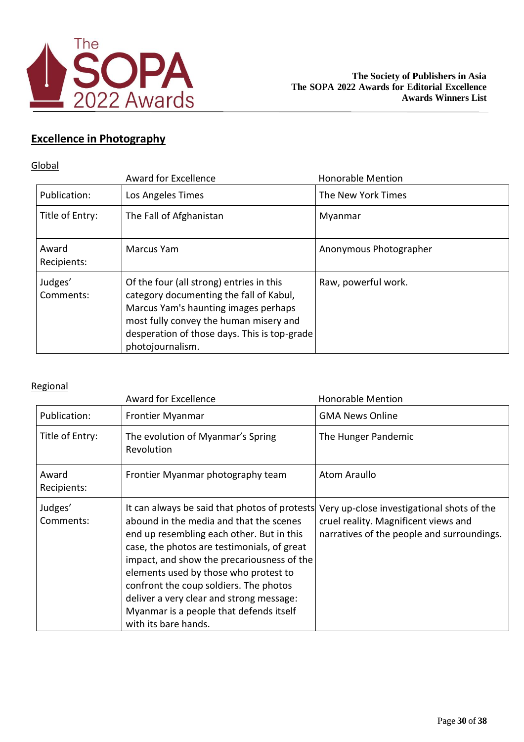## Excellence in Photography

### Global

| | Award for Excellence | Honorable Mention |
|---|---|---|
| Publication: | Los Angeles Times | The New York Times |
| Title of Entry: | The Fall of Afghanistan | Myanmar |
| Award Recipients: | Marcus Yam | Anonymous Photographer |
| Judges' Comments: | Of the four (all strong) entries in this category documenting the fall of Kabul, Marcus Yam's haunting images perhaps most fully convey the human misery and desperation of those days. This is top-grade photojournalism. | Raw, powerful work. |

### Regional

| | Award for Excellence | Honorable Mention |
|---|---|---|
| Publication: | Frontier Myanmar | GMA News Online |
| Title of Entry: | The evolution of Myanmar's Spring Revolution | The Hunger Pandemic |
| Award Recipients: | Frontier Myanmar photography team | Atom Araullo |
| Judges' Comments: | It can always be said that photos of protests abound in the media and that the scenes end up resembling each other. But in this case, the photos are testimonials, of great impact, and show the precariousness of the elements used by those who protest to confront the coup soldiers. The photos deliver a very clear and strong message: Myanmar is a people that defends itself with its bare hands. | Very up-close investigational shots of the cruel reality. Magnificent views and narratives of the people and surroundings. |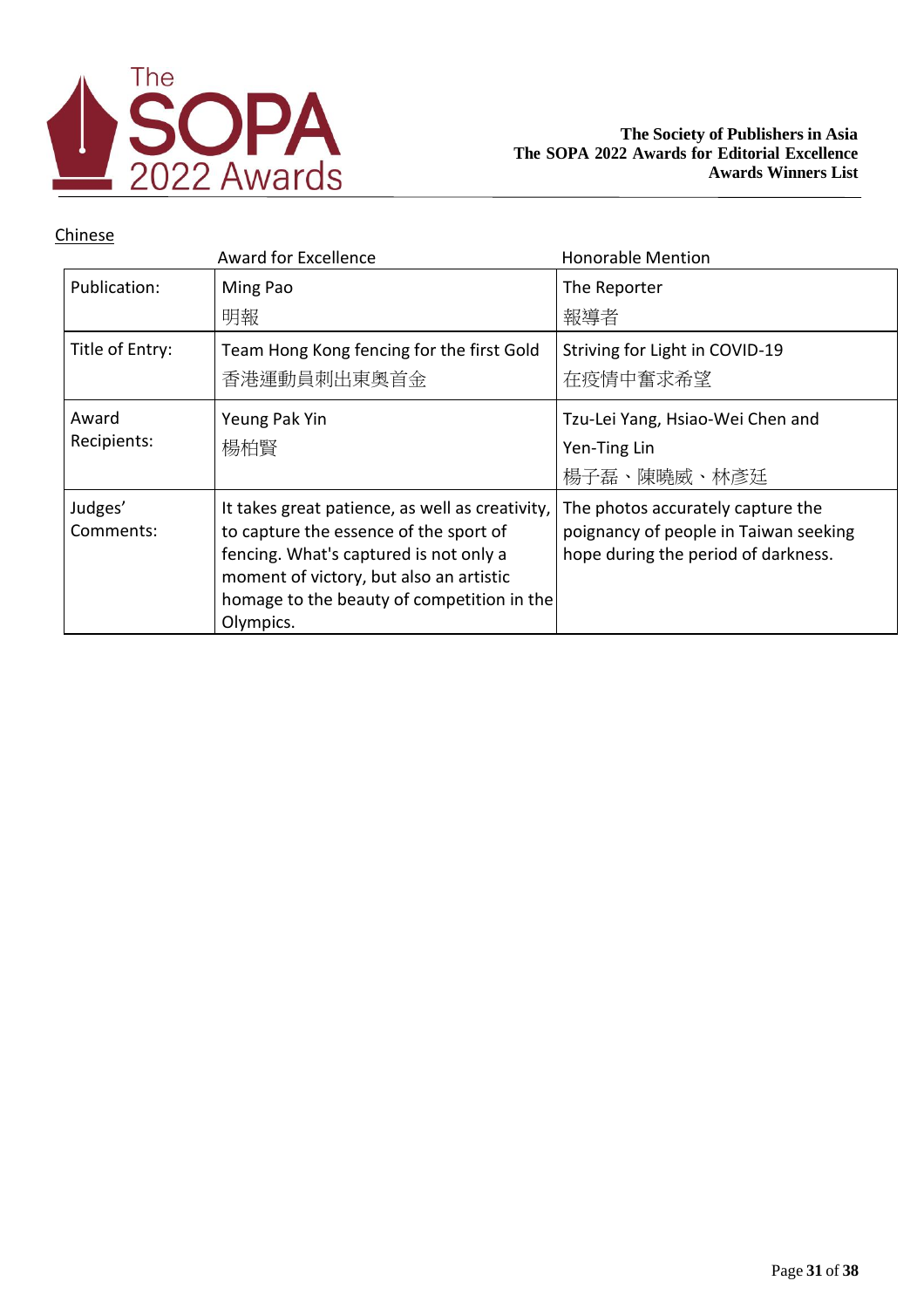Chinese

| | Award for Excellence | Honorable Mention |
|---|---|---|
| Publication: | Ming Pao<br>明報 | The Reporter<br>報導者 |
| Title of Entry: | Team Hong Kong fencing for the first Gold<br>香港運動員刺出東奧首金 | Striving for Light in COVID-19<br>在疫情中奮求希望 |
| Award Recipients: | Yeung Pak Yin<br>楊柏賢 | Tzu-Lei Yang, Hsiao-Wei Chen and Yen-Ting Lin<br>楊子磊、陳曉威、林彥廷 |
| Judges' Comments: | It takes great patience, as well as creativity, to capture the essence of the sport of fencing. What's captured is not only a moment of victory, but also an artistic homage to the beauty of competition in the Olympics. | The photos accurately capture the poignancy of people in Taiwan seeking hope during the period of darkness. |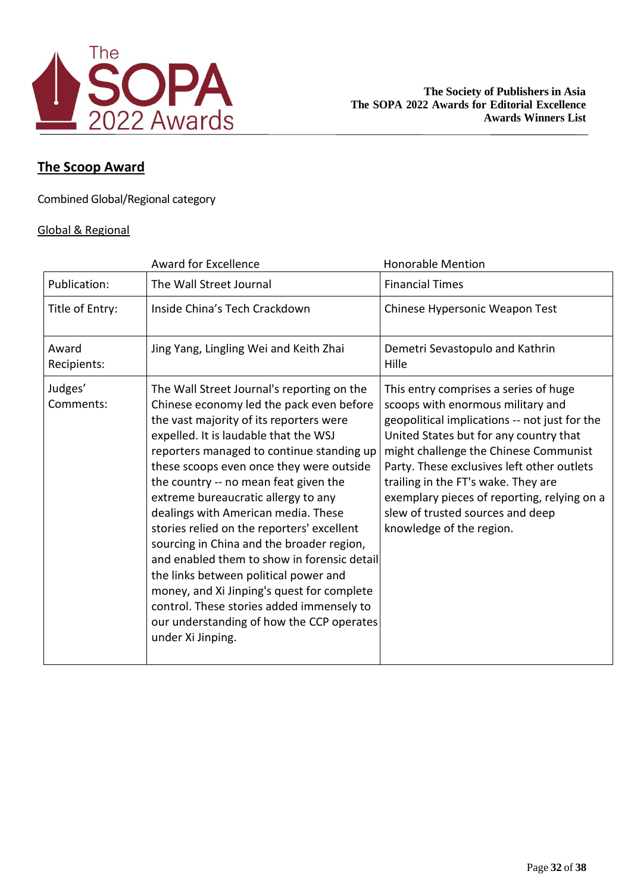## The Scoop Award

Combined Global/Regional category

Global & Regional

| | Award for Excellence | Honorable Mention |
|---|---|---|
| Publication: | The Wall Street Journal | Financial Times |
| Title of Entry: | Inside China's Tech Crackdown | Chinese Hypersonic Weapon Test |
| Award Recipients: | Jing Yang, Lingling Wei and Keith Zhai | Demetri Sevastopulo and Kathrin Hille |
| Judges' Comments: | The Wall Street Journal's reporting on the Chinese economy led the pack even before the vast majority of its reporters were expelled. It is laudable that the WSJ reporters managed to continue standing up these scoops even once they were outside the country -- no mean feat given the extreme bureaucratic allergy to any dealings with American media. These stories relied on the reporters' excellent sourcing in China and the broader region, and enabled them to show in forensic detail the links between political power and money, and Xi Jinping's quest for complete control. These stories added immensely to our understanding of how the CCP operates under Xi Jinping. | This entry comprises a series of huge scoops with enormous military and geopolitical implications -- not just for the United States but for any country that might challenge the Chinese Communist Party. These exclusives left other outlets trailing in the FT's wake. They are exemplary pieces of reporting, relying on a slew of trusted sources and deep knowledge of the region. |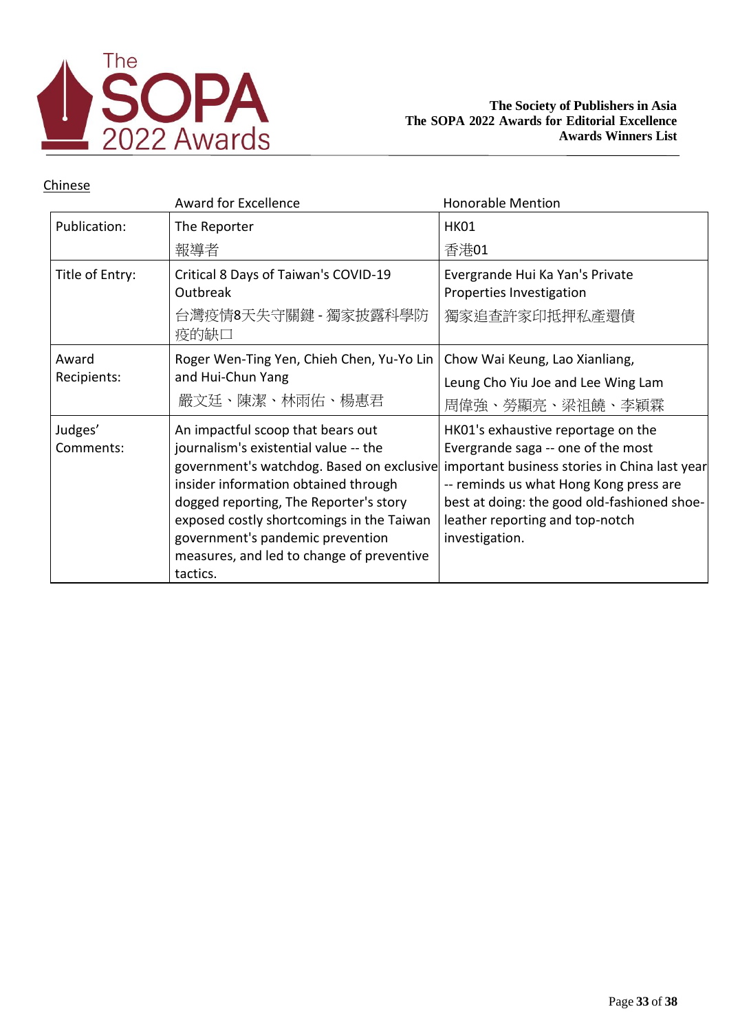The Society of Publishers in Asia
The SOPA 2022 Awards for Editorial Excellence
Awards Winners List

## Chinese

| | Award for Excellence | Honorable Mention |
|---|---|---|
| Publication: | The Reporter<br>報導者 | HK01<br>香港01 |
| Title of Entry: | Critical 8 Days of Taiwan's COVID-19 Outbreak<br>台灣疫情8天失守關鍵 - 獨家披露科學防疫的缺口 | Evergrande Hui Ka Yan's Private Properties Investigation<br>獨家追查許家印抵押私產還債 |
| Award Recipients: | Roger Wen-Ting Yen, Chieh Chen, Yu-Yo Lin and Hui-Chun Yang<br>嚴文廷、陳潔、林雨佑、楊惠君 | Chow Wai Keung, Lao Xianliang, Leung Cho Yiu Joe and Lee Wing Lam<br>周偉強、勞顯亮、梁祖饒、李穎霖 |
| Judges' Comments: | An impactful scoop that bears out journalism's existential value -- the government's watchdog. Based on exclusive insider information obtained through dogged reporting, The Reporter's story exposed costly shortcomings in the Taiwan government's pandemic prevention measures, and led to change of preventive tactics. | HK01's exhaustive reportage on the Evergrande saga -- one of the most important business stories in China last year -- reminds us what Hong Kong press are best at doing: the good old-fashioned shoe-leather reporting and top-notch investigation. |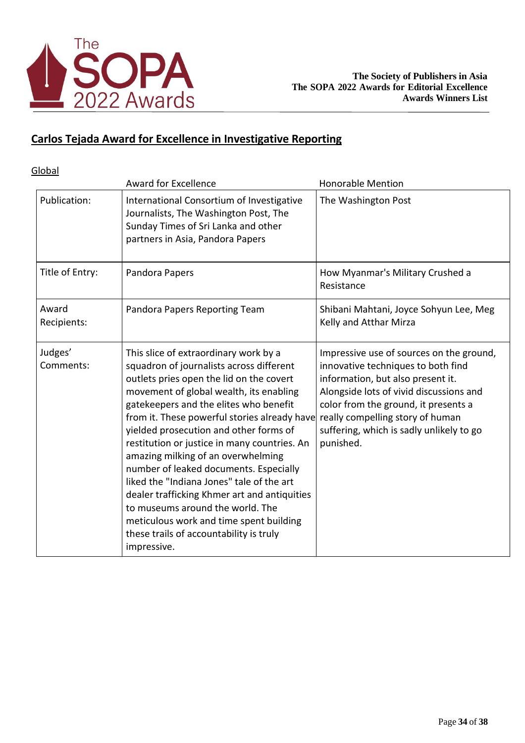## Carlos Tejada Award for Excellence in Investigative Reporting

Global

| | Award for Excellence | Honorable Mention |
|---|---|---|
| Publication: | International Consortium of Investigative Journalists, The Washington Post, The Sunday Times of Sri Lanka and other partners in Asia, Pandora Papers | The Washington Post |
| Title of Entry: | Pandora Papers | How Myanmar's Military Crushed a Resistance |
| Award Recipients: | Pandora Papers Reporting Team | Shibani Mahtani, Joyce Sohyun Lee, Meg Kelly and Atthar Mirza |
| Judges' Comments: | This slice of extraordinary work by a squadron of journalists across different outlets pries open the lid on the covert movement of global wealth, its enabling gatekeepers and the elites who benefit from it. These powerful stories already have yielded prosecution and other forms of restitution or justice in many countries. An amazing milking of an overwhelming number of leaked documents. Especially liked the "Indiana Jones" tale of the art dealer trafficking Khmer art and antiquities to museums around the world. The meticulous work and time spent building these trails of accountability is truly impressive. | Impressive use of sources on the ground, innovative techniques to both find information, but also present it. Alongside lots of vivid discussions and color from the ground, it presents a really compelling story of human suffering, which is sadly unlikely to go punished. |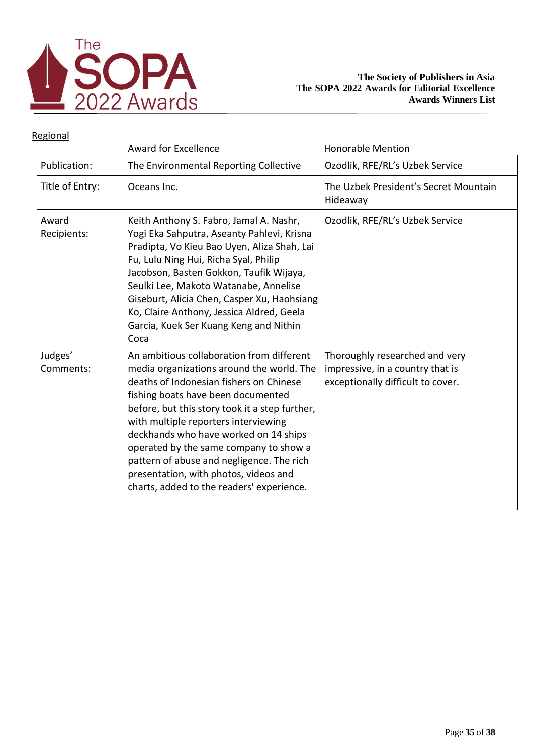Regional

| | Award for Excellence | Honorable Mention |
|---|---|---|
| Publication: | The Environmental Reporting Collective | Ozodlik, RFE/RL's Uzbek Service |
| Title of Entry: | Oceans Inc. | The Uzbek President's Secret Mountain Hideaway |
| Award Recipients: | Keith Anthony S. Fabro, Jamal A. Nashr, Yogi Eka Sahputra, Aseanty Pahlevi, Krisna Pradipta, Vo Kieu Bao Uyen, Aliza Shah, Lai Fu, Lulu Ning Hui, Richa Syal, Philip Jacobson, Basten Gokkon, Taufik Wijaya, Seulki Lee, Makoto Watanabe, Annelise Giseburt, Alicia Chen, Casper Xu, Haohsiang Ko, Claire Anthony, Jessica Aldred, Geela Garcia, Kuek Ser Kuang Keng and Nithin Coca | Ozodlik, RFE/RL's Uzbek Service |
| Judges' Comments: | An ambitious collaboration from different media organizations around the world. The deaths of Indonesian fishers on Chinese fishing boats have been documented before, but this story took it a step further, with multiple reporters interviewing deckhands who have worked on 14 ships operated by the same company to show a pattern of abuse and negligence. The rich presentation, with photos, videos and charts, added to the readers' experience. | Thoroughly researched and very impressive, in a country that is exceptionally difficult to cover. |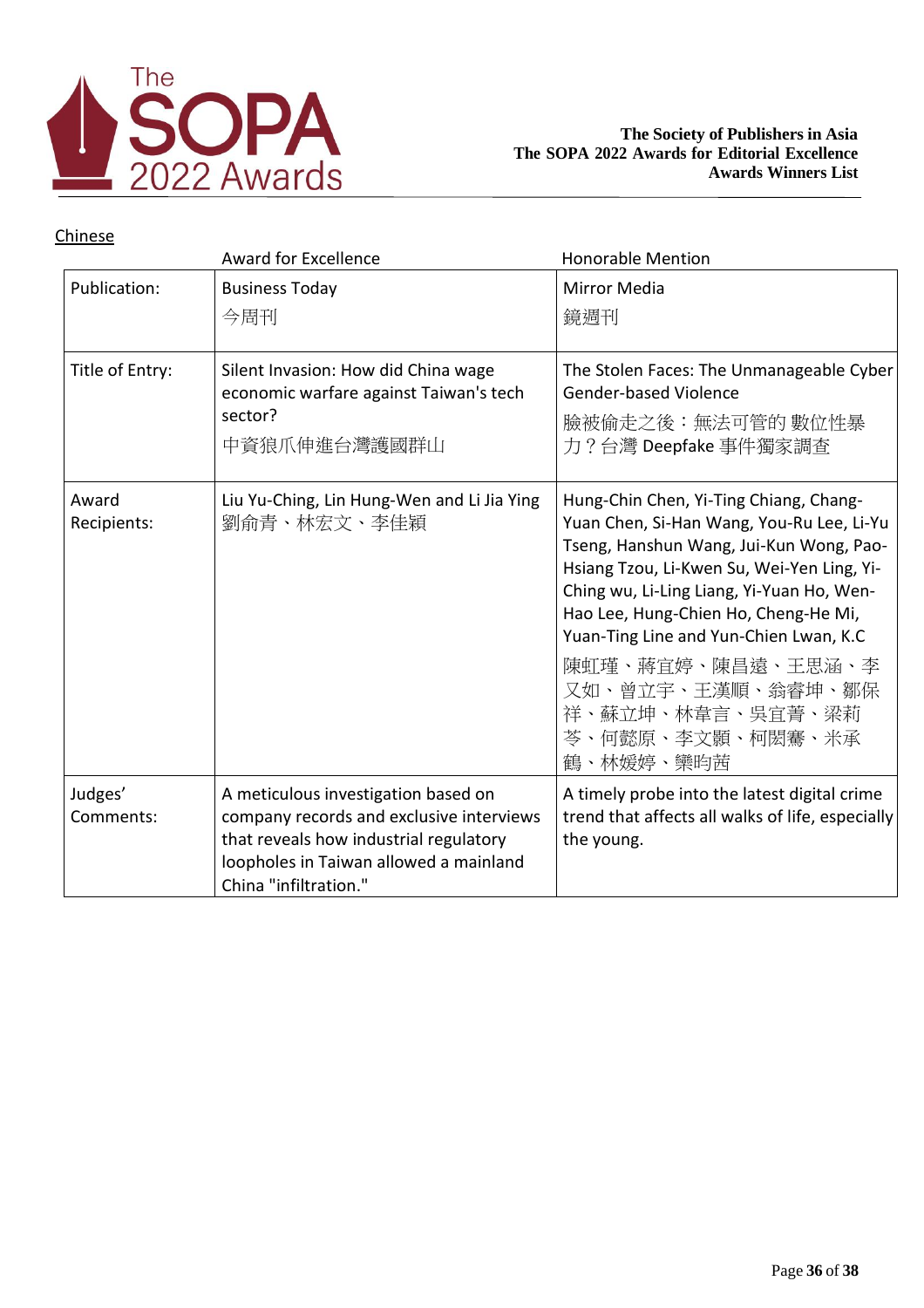The Society of Publishers in Asia
The SOPA 2022 Awards for Editorial Excellence
Awards Winners List

## Chinese

| | Award for Excellence | Honorable Mention |
|---|---|---|
| Publication: | Business Today<br>今周刊 | Mirror Media<br>鏡週刊 |
| Title of Entry: | Silent Invasion: How did China wage economic warfare against Taiwan's tech sector?<br>中資狼爪伸進台灣護國群山 | The Stolen Faces: The Unmanageable Cyber Gender-based Violence<br>臉被偷走之後：無法可管的 數位性暴力？台灣 Deepfake 事件獨家調查 |
| Award Recipients: | Liu Yu-Ching, Lin Hung-Wen and Li Jia Ying<br>劉俞青、林宏文、李佳穎 | Hung-Chin Chen, Yi-Ting Chiang, Chang-Yuan Chen, Si-Han Wang, You-Ru Lee, Li-Yu Tseng, Hanshun Wang, Jui-Kun Wong, Pao-Hsiang Tzou, Li-Kwen Su, Wei-Yen Ling, Yi-Ching wu, Li-Ling Liang, Yi-Yuan Ho, Wen-Hao Lee, Hung-Chien Ho, Cheng-He Mi, Yuan-Ting Line and Yun-Chien Lwan, K.C<br>陳虹瑾、蔣宜婷、陳昌遠、王思涵、李又如、曾立宇、王漢順、翁睿坤、鄒保祥、蘇立坤、林韋言、吳宜菁、梁莉苓、何懿原、李文顥、柯閔騫、米承鶴、林媛婷、欒昀茜 |
| Judges' Comments: | A meticulous investigation based on company records and exclusive interviews that reveals how industrial regulatory loopholes in Taiwan allowed a mainland China "infiltration." | A timely probe into the latest digital crime trend that affects all walks of life, especially the young. |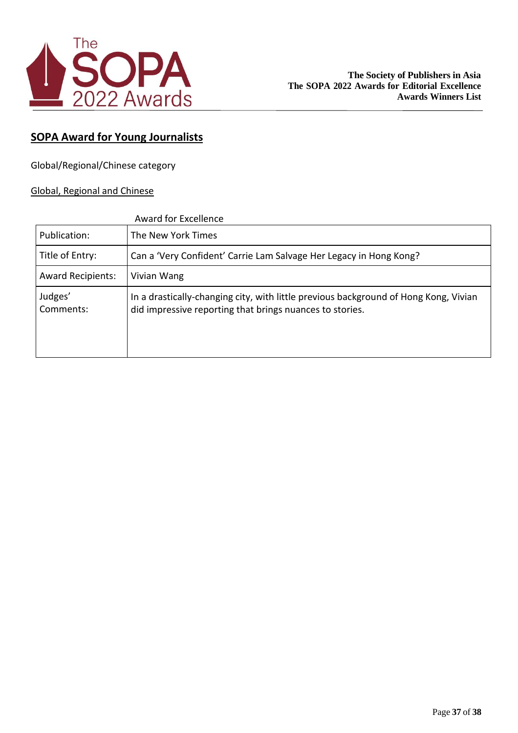## SOPA Award for Young Journalists

Global/Regional/Chinese category

Global, Regional and Chinese

Award for Excellence

| | |
|---|---|
| Publication: | The New York Times |
| Title of Entry: | Can a 'Very Confident' Carrie Lam Salvage Her Legacy in Hong Kong? |
| Award Recipients: | Vivian Wang |
| Judges' Comments: | In a drastically-changing city, with little previous background of Hong Kong, Vivian did impressive reporting that brings nuances to stories. |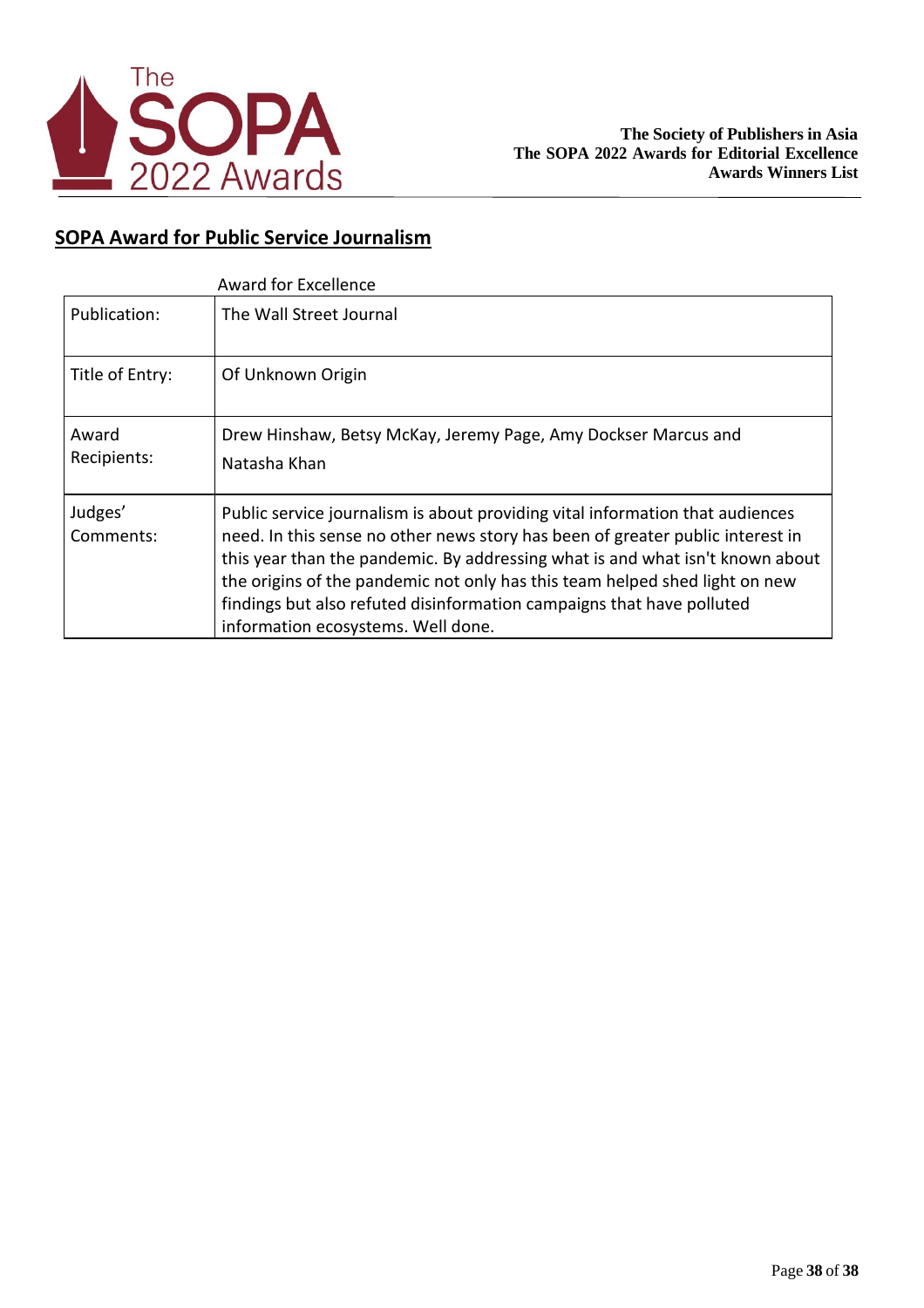## SOPA Award for Public Service Journalism

Award for Excellence

| | |
|---|---|
| Publication: | The Wall Street Journal |
| Title of Entry: | Of Unknown Origin |
| Award Recipients: | Drew Hinshaw, Betsy McKay, Jeremy Page, Amy Dockser Marcus and Natasha Khan |
| Judges' Comments: | Public service journalism is about providing vital information that audiences need. In this sense no other news story has been of greater public interest in this year than the pandemic. By addressing what is and what isn't known about the origins of the pandemic not only has this team helped shed light on new findings but also refuted disinformation campaigns that have polluted information ecosystems. Well done. |